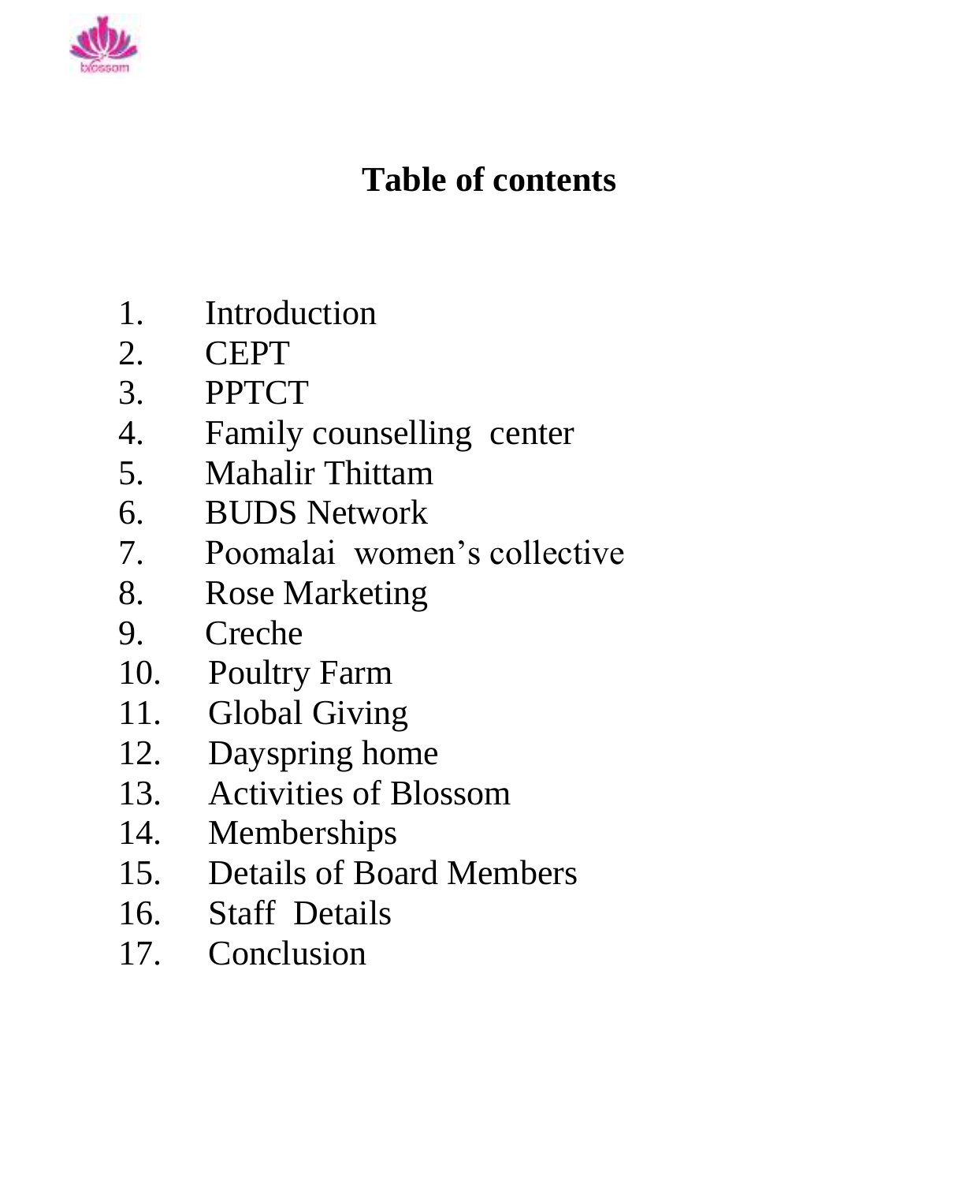# Table of contents

1. Introduction
2. CEPT
3. PPTCT
4. Family counselling center
5. Mahalir Thittam
6. BUDS Network
7. Poomalai women's collective
8. Rose Marketing
9. Creche
10. Poultry Farm
11. Global Giving
12. Dayspring home
13. Activities of Blossom
14. Memberships
15. Details of Board Members
16. Staff Details
17. Conclusion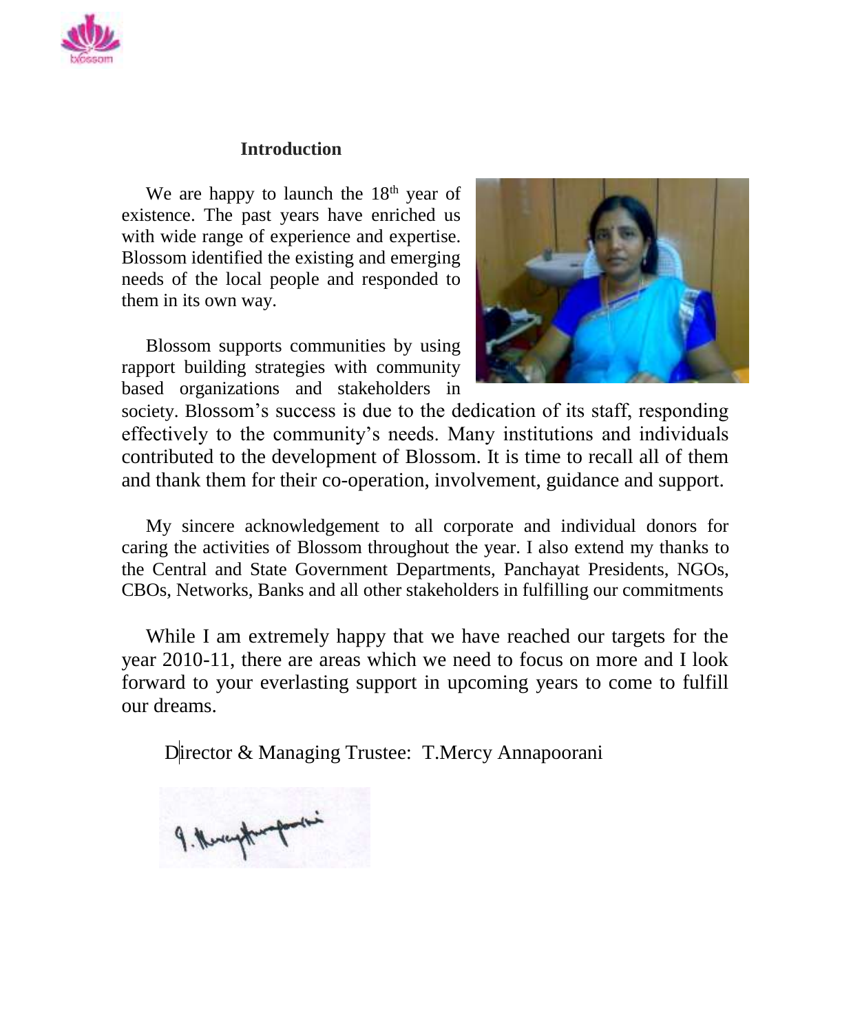## Introduction

We are happy to launch the 18th year of existence. The past years have enriched us with wide range of experience and expertise. Blossom identified the existing and emerging needs of the local people and responded to them in its own way.

Blossom supports communities by using rapport building strategies with community based organizations and stakeholders in society. Blossom's success is due to the dedication of its staff, responding effectively to the community's needs. Many institutions and individuals contributed to the development of Blossom. It is time to recall all of them and thank them for their co-operation, involvement, guidance and support.

My sincere acknowledgement to all corporate and individual donors for caring the activities of Blossom throughout the year. I also extend my thanks to the Central and State Government Departments, Panchayat Presidents, NGOs, CBOs, Networks, Banks and all other stakeholders in fulfilling our commitments

While I am extremely happy that we have reached our targets for the year 2010-11, there are areas which we need to focus on more and I look forward to your everlasting support in upcoming years to come to fulfill our dreams.

Director & Managing Trustee: T.Mercy Annapoorani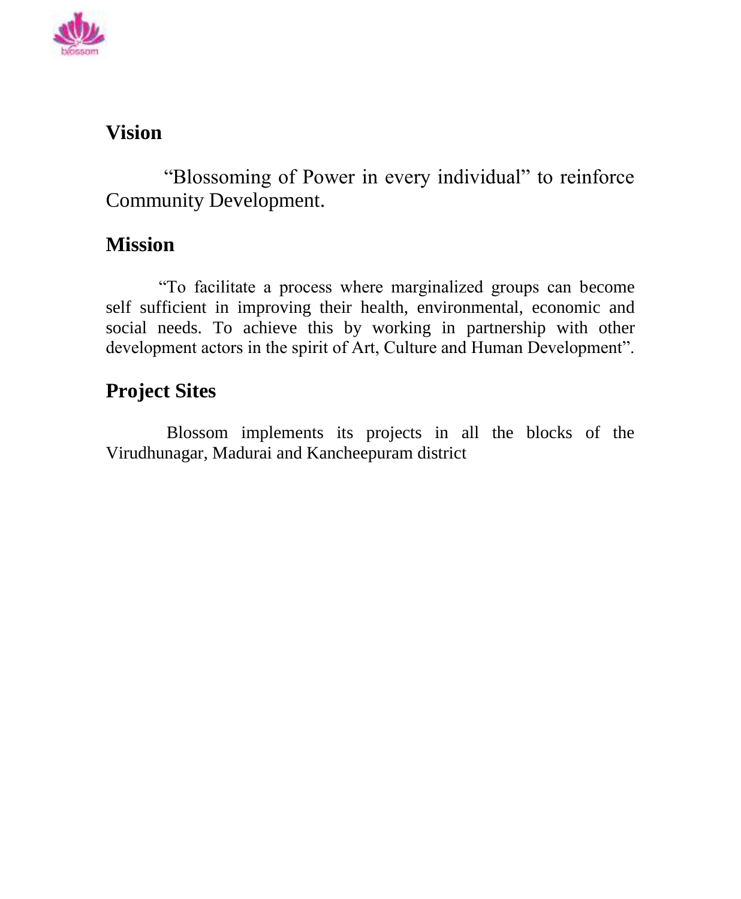## Vision

"Blossoming of Power in every individual" to reinforce Community Development.

## Mission

"To facilitate a process where marginalized groups can become self sufficient in improving their health, environmental, economic and social needs. To achieve this by working in partnership with other development actors in the spirit of Art, Culture and Human Development".

## Project Sites

Blossom implements its projects in all the blocks of the Virudhunagar, Madurai and Kancheepuram district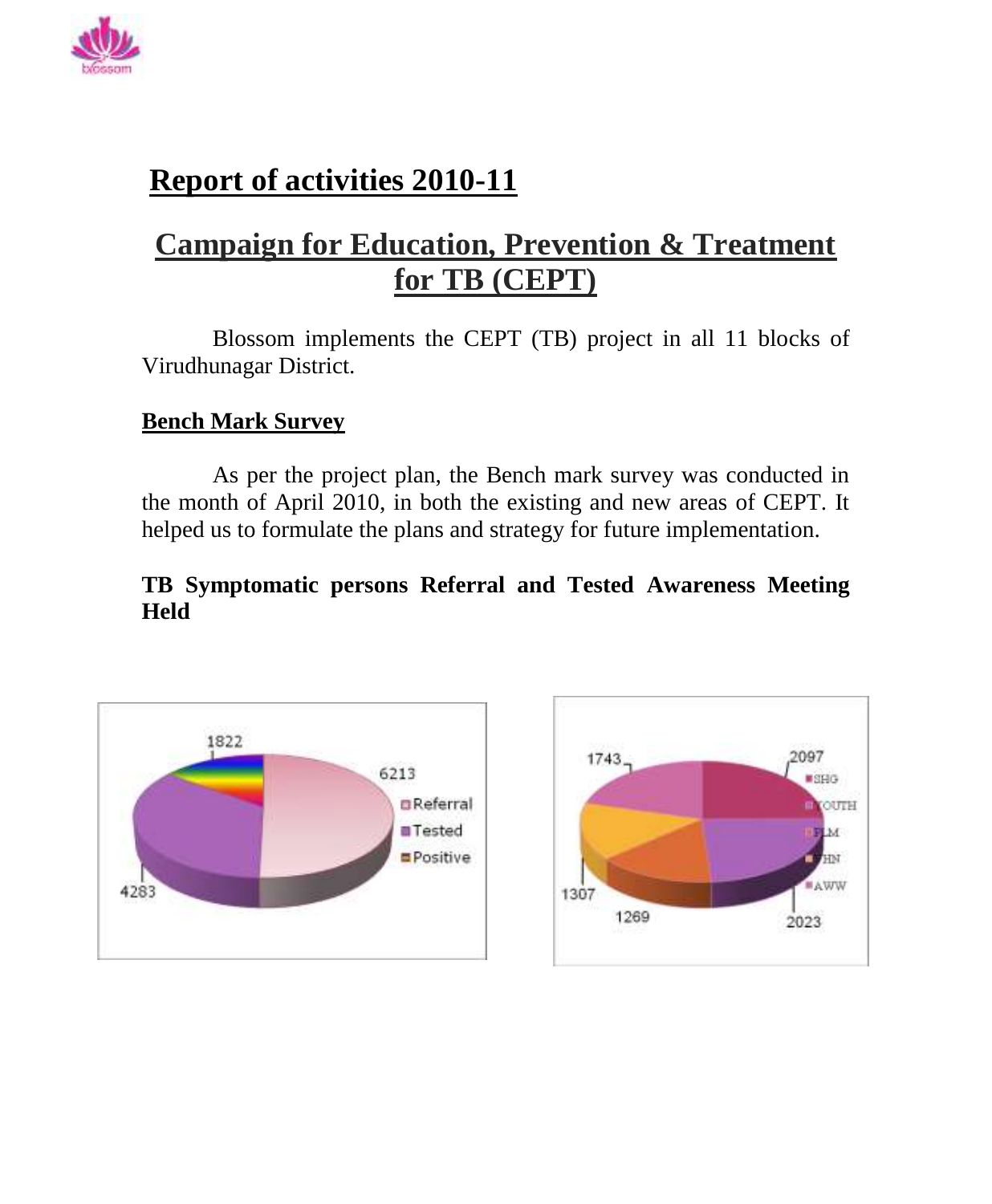# Report of activities 2010-11

## Campaign for Education, Prevention & Treatment for TB (CEPT)

Blossom implements the CEPT (TB) project in all 11 blocks of Virudhunagar District.

### Bench Mark Survey

As per the project plan, the Bench mark survey was conducted in the month of April 2010, in both the existing and new areas of CEPT. It helped us to formulate the plans and strategy for future implementation.

**TB Symptomatic persons Referral and Tested Awareness Meeting Held**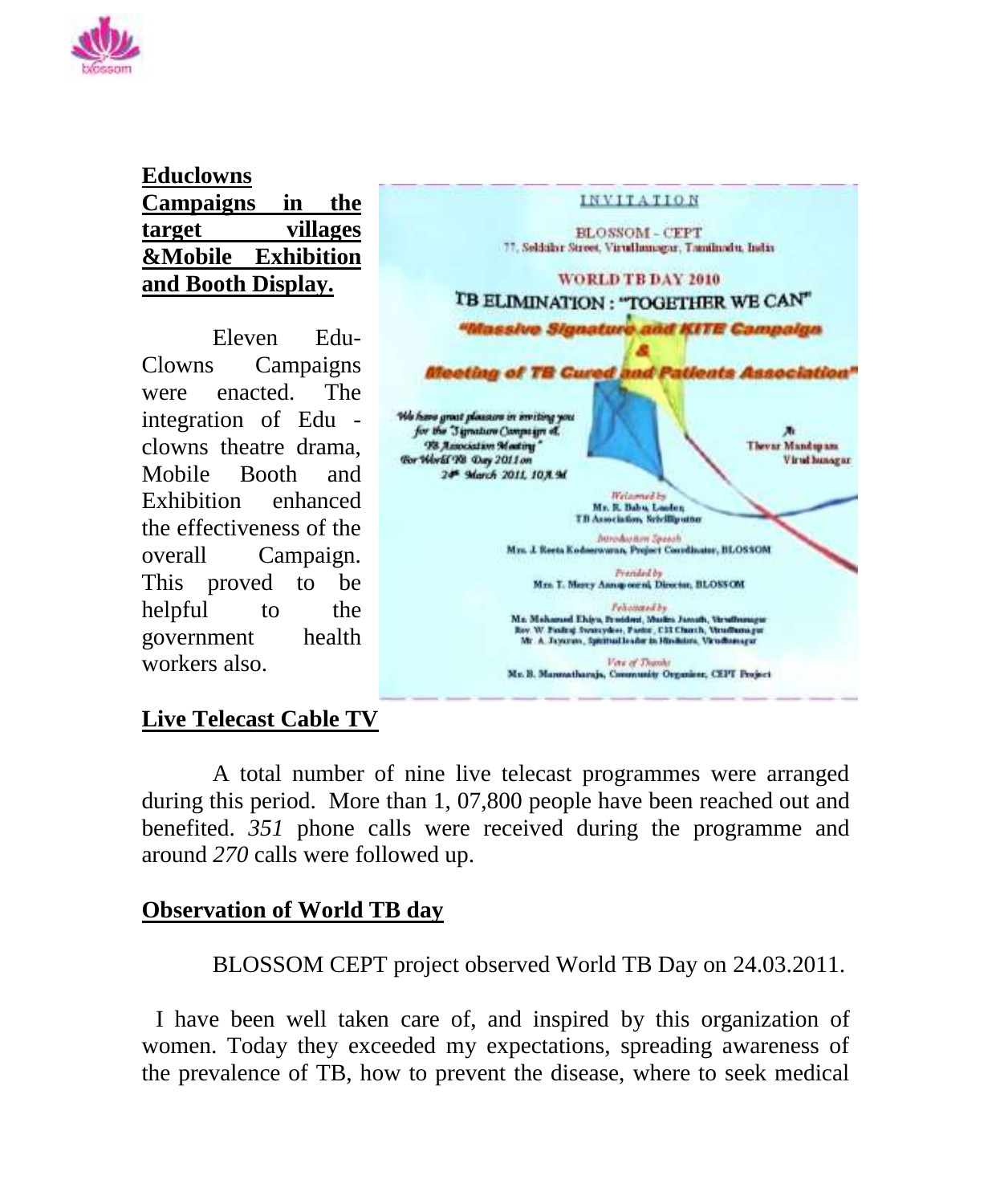**Educlowns Campaigns in the target villages &Mobile Exhibition and Booth Display.**

Eleven Edu-Clowns Campaigns were enacted. The integration of Edu - clowns theatre drama, Mobile Booth and Exhibition enhanced the effectiveness of the overall Campaign. This proved to be helpful to the government health workers also.

INVITATION

BLOSSOM - CEPT
77, Sekkilar Street, Virudhunagar, Tamilnadu, India

WORLD TB DAY 2010

TB ELIMINATION : "TOGETHER WE CAN"

"Massive Signature and KITE Campaign & Meeting of TB Cured and Patients Association"

We have great pleasure in inviting you for the "Signature Campaign & TB Association Meeting" For World TB Day 2011 on 24th March 2011, 10 A.M

At Thevar Mandapam Virudhunagar

Welcomed by
Mr. R. Babu, Leader, TB Association, Srivilliputtur

Introduction Speech
Mrs. J. Reeta Kodeeswaran, Project Coordinator, BLOSSOM

Presided by
Mrs. T. Mercy Annapoorni, Director, BLOSSOM

Felicitated by
Mr. Mohamed Ehiya, President, Muslim Jamath, Virudhunagar
Rev. W. Pauraj Swamydoss, Pastor, CSI Church, Virudhunagar
Mr. A. Jayaram, Spiritual leader in Hindutva, Virudhunagar

Vote of Thanks
Mr. B. Manmatharaja, Community Organizer, CEPT Project

**Live Telecast Cable TV**

A total number of nine live telecast programmes were arranged during this period. More than 1, 07,800 people have been reached out and benefited. *351* phone calls were received during the programme and around *270* calls were followed up.

**Observation of World TB day**

BLOSSOM CEPT project observed World TB Day on 24.03.2011.

I have been well taken care of, and inspired by this organization of women. Today they exceeded my expectations, spreading awareness of the prevalence of TB, how to prevent the disease, where to seek medical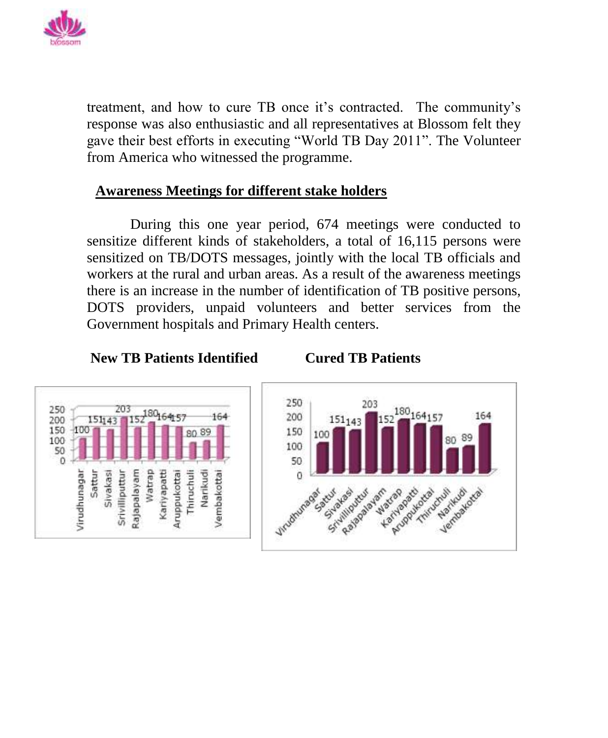treatment, and how to cure TB once it's contracted. The community's response was also enthusiastic and all representatives at Blossom felt they gave their best efforts in executing "World TB Day 2011". The Volunteer from America who witnessed the programme.

## Awareness Meetings for different stake holders

During this one year period, 674 meetings were conducted to sensitize different kinds of stakeholders, a total of 16,115 persons were sensitized on TB/DOTS messages, jointly with the local TB officials and workers at the rural and urban areas. As a result of the awareness meetings there is an increase in the number of identification of TB positive persons, DOTS providers, unpaid volunteers and better services from the Government hospitals and Primary Health centers.

**New TB Patients Identified**

| Location | New TB Patients Identified |
|---|---|
| Virudhunagar | 100 |
| Sattur | 151 |
| Sivakasi | 143 |
| Srivilliputtur | 203 |
| Rajapalayam | 152 |
| Watrap | 180 |
| Kariyapatti | 164 |
| Aruppukottai | 157 |
| Thiruchuli | 80 |
| Narikudi | 89 |
| Vembakottai | 164 |

**Cured TB Patients**

| Location | Cured TB Patients |
|---|---|
| Virudhunagar | 100 |
| Sattur | 151 |
| Sivakasi | 143 |
| Srivilliputtur | 203 |
| Rajapalayam | 152 |
| Watrap | 180 |
| Kariyapatti | 164 |
| Aruppukottai | 157 |
| Thiruchuli | 80 |
| Narikudi | 89 |
| Vembakottai | 164 |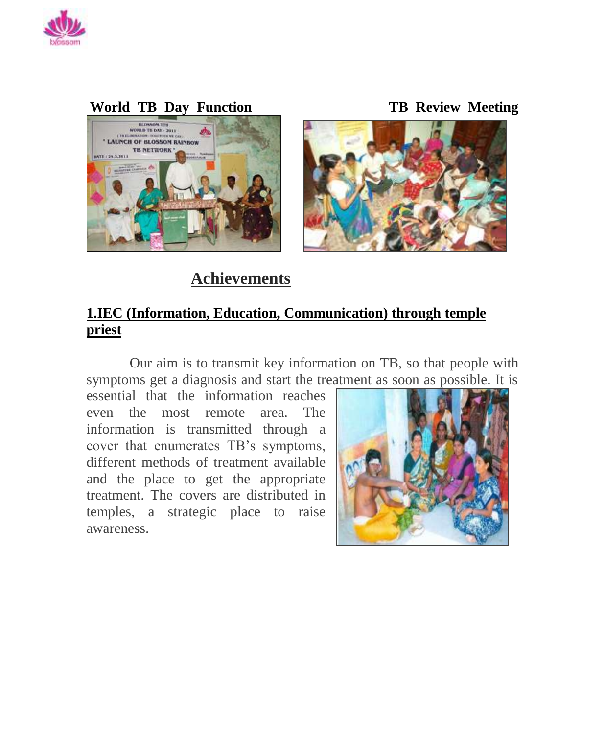**World TB Day Function** **TB Review Meeting**

## Achievements

### 1.IEC (Information, Education, Communication) through temple priest

Our aim is to transmit key information on TB, so that people with symptoms get a diagnosis and start the treatment as soon as possible. It is essential that the information reaches even the most remote area. The information is transmitted through a cover that enumerates TB's symptoms, different methods of treatment available and the place to get the appropriate treatment. The covers are distributed in temples, a strategic place to raise awareness.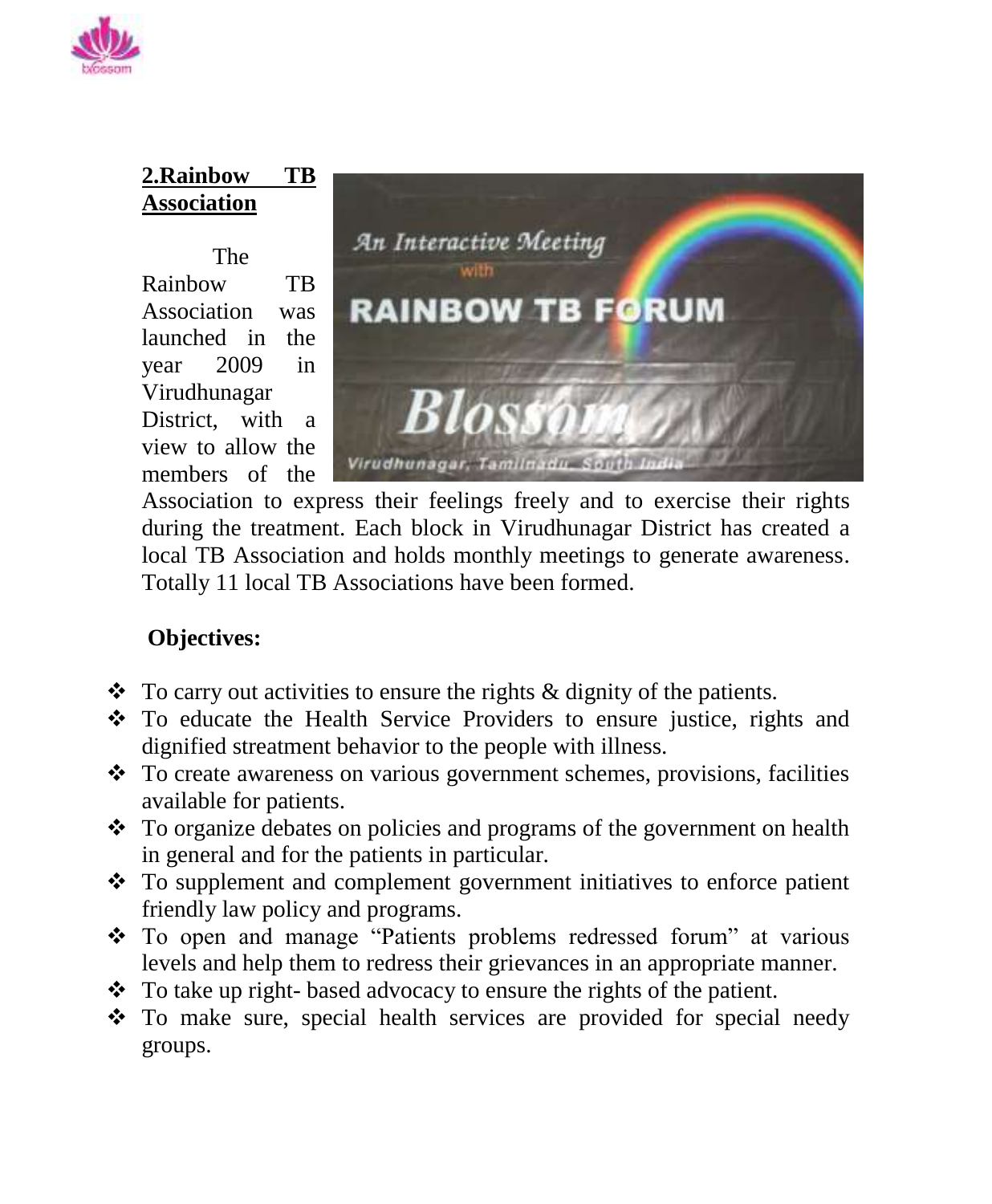## 2.Rainbow TB Association

The Rainbow TB Association was launched in the year 2009 in Virudhunagar District, with a view to allow the members of the Association to express their feelings freely and to exercise their rights during the treatment. Each block in Virudhunagar District has created a local TB Association and holds monthly meetings to generate awareness. Totally 11 local TB Associations have been formed.

**Objectives:**

- To carry out activities to ensure the rights & dignity of the patients.
- To educate the Health Service Providers to ensure justice, rights and dignified streatment behavior to the people with illness.
- To create awareness on various government schemes, provisions, facilities available for patients.
- To organize debates on policies and programs of the government on health in general and for the patients in particular.
- To supplement and complement government initiatives to enforce patient friendly law policy and programs.
- To open and manage "Patients problems redressed forum" at various levels and help them to redress their grievances in an appropriate manner.
- To take up right- based advocacy to ensure the rights of the patient.
- To make sure, special health services are provided for special needy groups.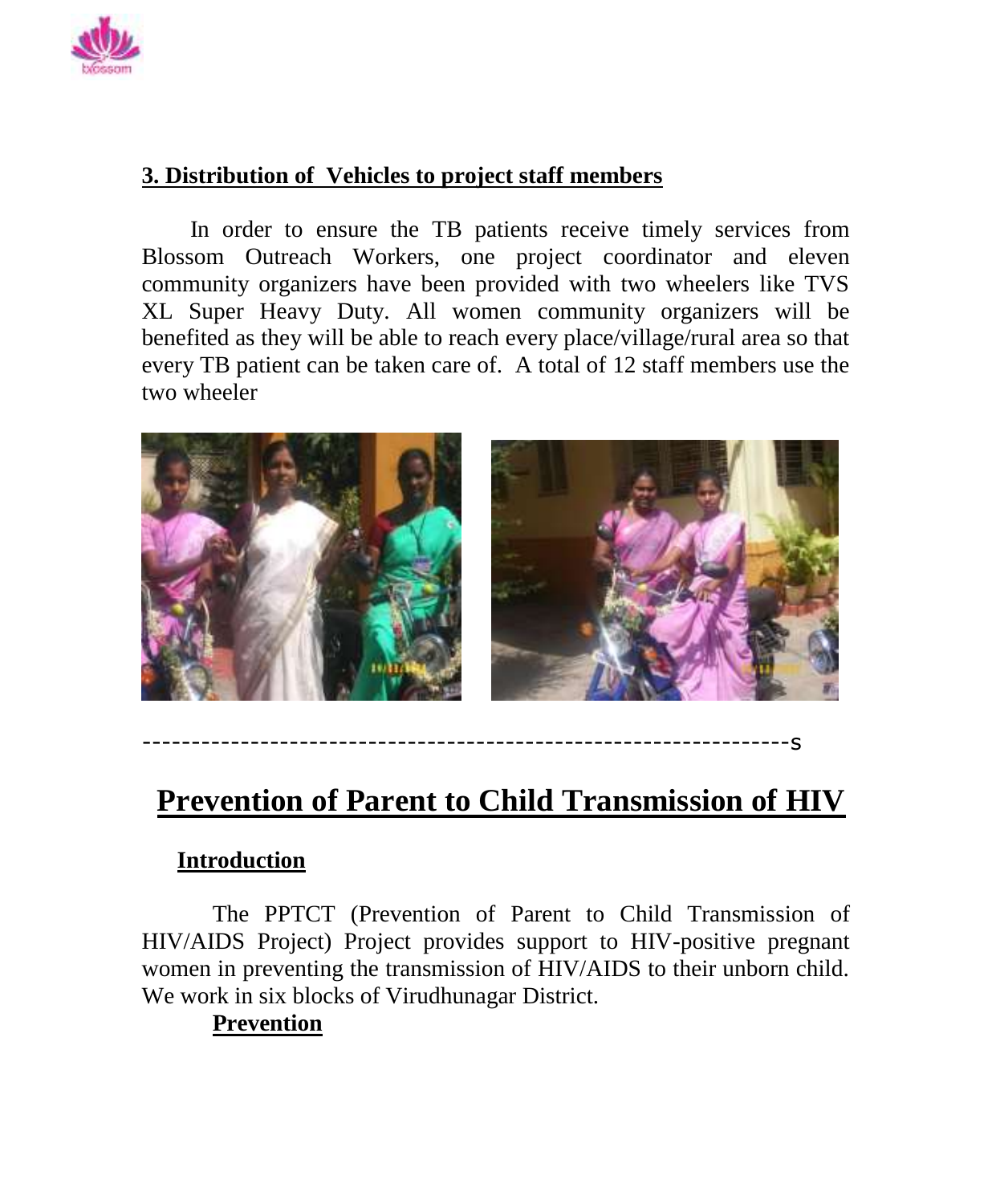### 3. Distribution of Vehicles to project staff members

In order to ensure the TB patients receive timely services from Blossom Outreach Workers, one project coordinator and eleven community organizers have been provided with two wheelers like TVS XL Super Heavy Duty. All women community organizers will be benefited as they will be able to reach every place/village/rural area so that every TB patient can be taken care of. A total of 12 staff members use the two wheeler

------------------------------------------------------------------s

# Prevention of Parent to Child Transmission of HIV

## Introduction

The PPTCT (Prevention of Parent to Child Transmission of HIV/AIDS Project) Project provides support to HIV-positive pregnant women in preventing the transmission of HIV/AIDS to their unborn child. We work in six blocks of Virudhunagar District.

## Prevention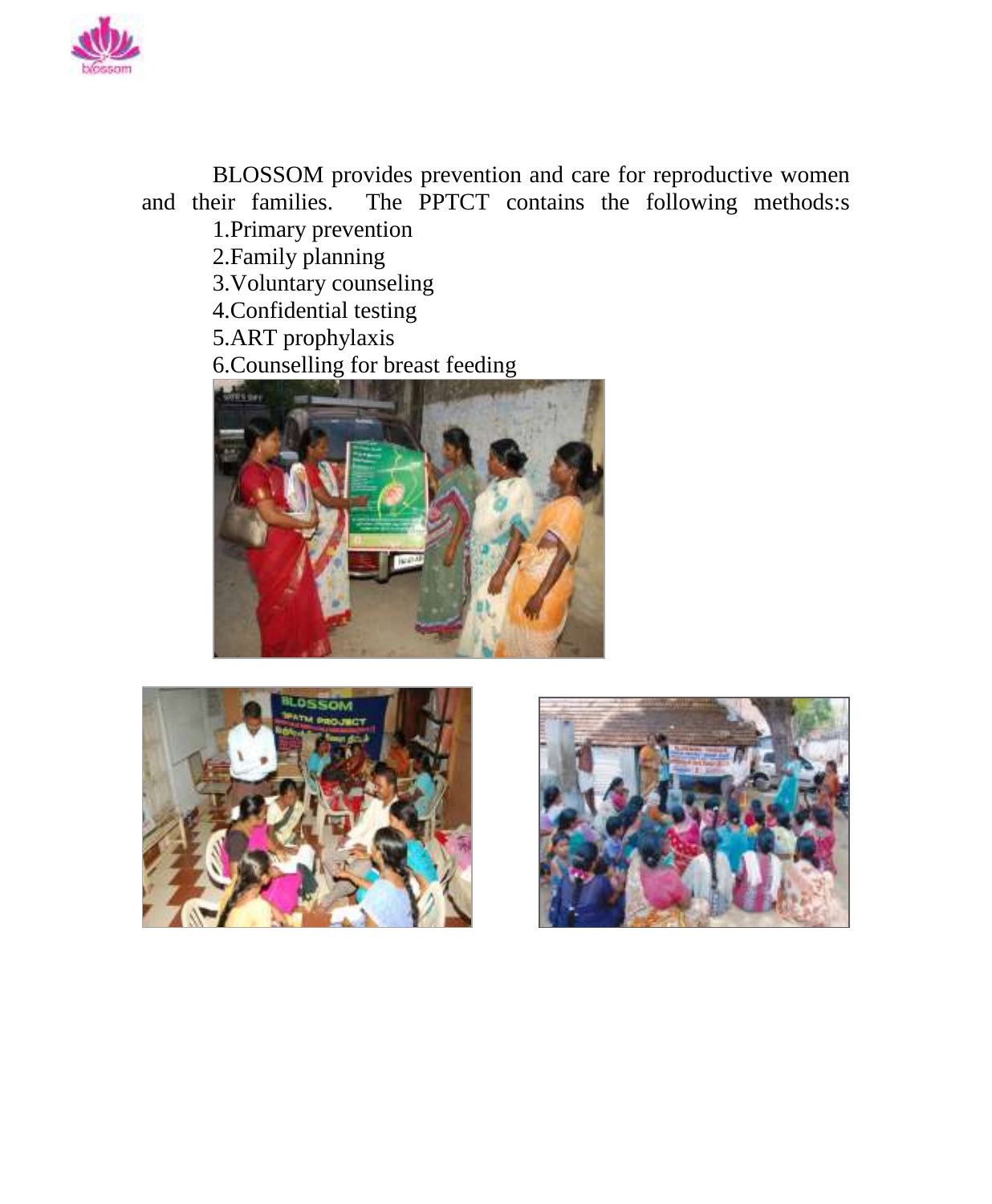BLOSSOM provides prevention and care for reproductive women and their families. The PPTCT contains the following methods:s

1. Primary prevention
2. Family planning
3. Voluntary counseling
4. Confidential testing
5. ART prophylaxis
6. Counselling for breast feeding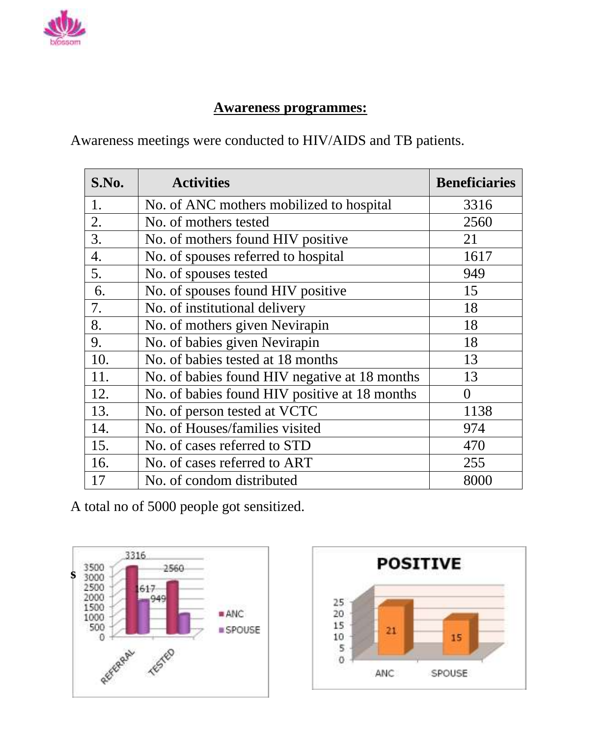## Awareness programmes:

Awareness meetings were conducted to HIV/AIDS and TB patients.

| S.No. | Activities | Beneficiaries |
|---|---|---|
| 1. | No. of ANC mothers mobilized to hospital | 3316 |
| 2. | No. of mothers tested | 2560 |
| 3. | No. of mothers found HIV positive | 21 |
| 4. | No. of spouses referred to hospital | 1617 |
| 5. | No. of spouses tested | 949 |
| 6. | No. of spouses found HIV positive | 15 |
| 7. | No. of institutional delivery | 18 |
| 8. | No. of mothers given Nevirapin | 18 |
| 9. | No. of babies given Nevirapin | 18 |
| 10. | No. of babies tested at 18 months | 13 |
| 11. | No. of babies found HIV negative at 18 months | 13 |
| 12. | No. of babies found HIV positive at 18 months | 0 |
| 13. | No. of person tested at VCTC | 1138 |
| 14. | No. of Houses/families visited | 974 |
| 15. | No. of cases referred to STD | 470 |
| 16. | No. of cases referred to ART | 255 |
| 17 | No. of condom distributed | 8000 |

A total no of 5000 people got sensitized.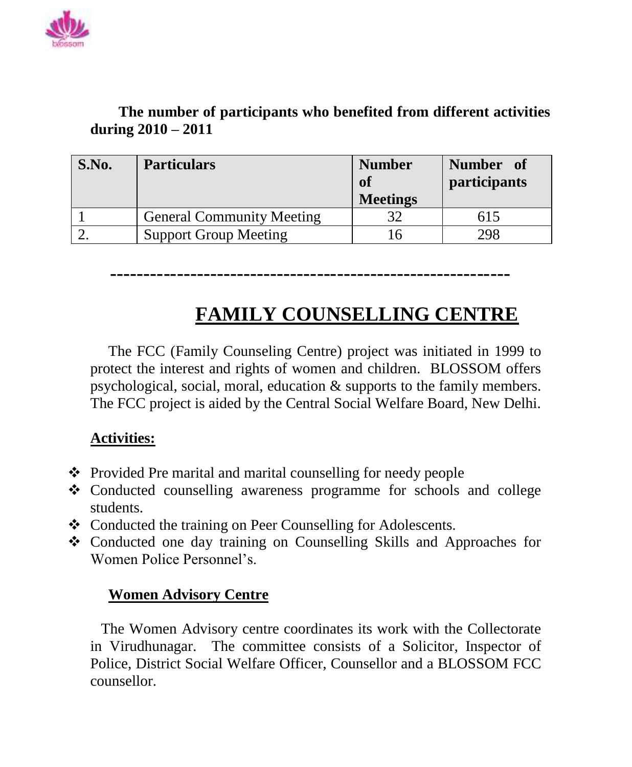**The number of participants who benefited from different activities during 2010 – 2011**

| S.No. | Particulars | Number of Meetings | Number of participants |
|---|---|---|---|
| 1 | General Community Meeting | 32 | 615 |
| 2. | Support Group Meeting | 16 | 298 |

---

# FAMILY COUNSELLING CENTRE

The FCC (Family Counseling Centre) project was initiated in 1999 to protect the interest and rights of women and children. BLOSSOM offers psychological, social, moral, education & supports to the family members. The FCC project is aided by the Central Social Welfare Board, New Delhi.

**Activities:**

- Provided Pre marital and marital counselling for needy people
- Conducted counselling awareness programme for schools and college students.
- Conducted the training on Peer Counselling for Adolescents.
- Conducted one day training on Counselling Skills and Approaches for Women Police Personnel's.

**Women Advisory Centre**

The Women Advisory centre coordinates its work with the Collectorate in Virudhunagar. The committee consists of a Solicitor, Inspector of Police, District Social Welfare Officer, Counsellor and a BLOSSOM FCC counsellor.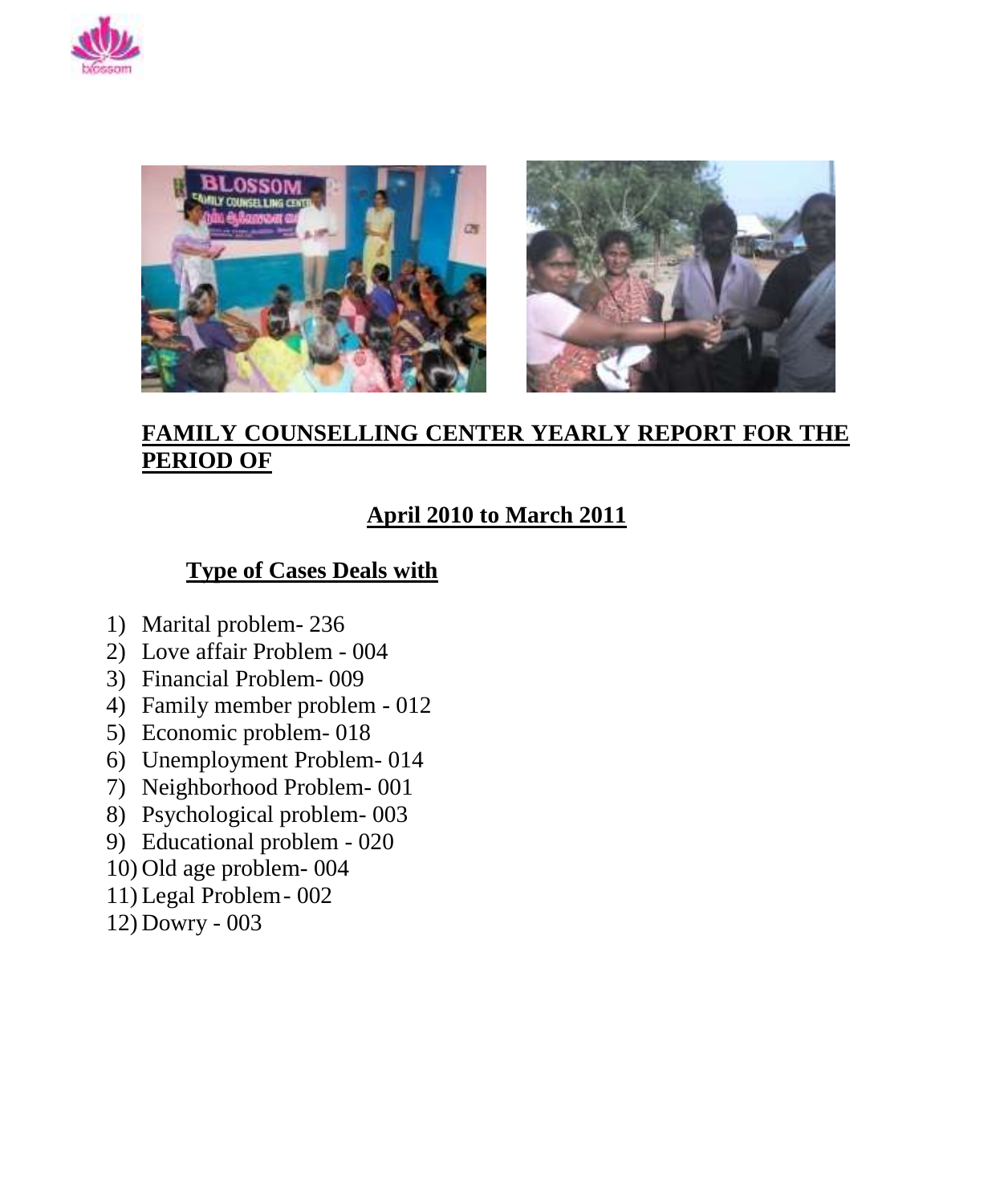## FAMILY COUNSELLING CENTER YEARLY REPORT FOR THE PERIOD OF

## April 2010 to March 2011

### Type of Cases Deals with

1) Marital problem- 236
2) Love affair Problem - 004
3) Financial Problem- 009
4) Family member problem - 012
5) Economic problem- 018
6) Unemployment Problem- 014
7) Neighborhood Problem- 001
8) Psychological problem- 003
9) Educational problem - 020
10) Old age problem- 004
11) Legal Problem - 002
12) Dowry - 003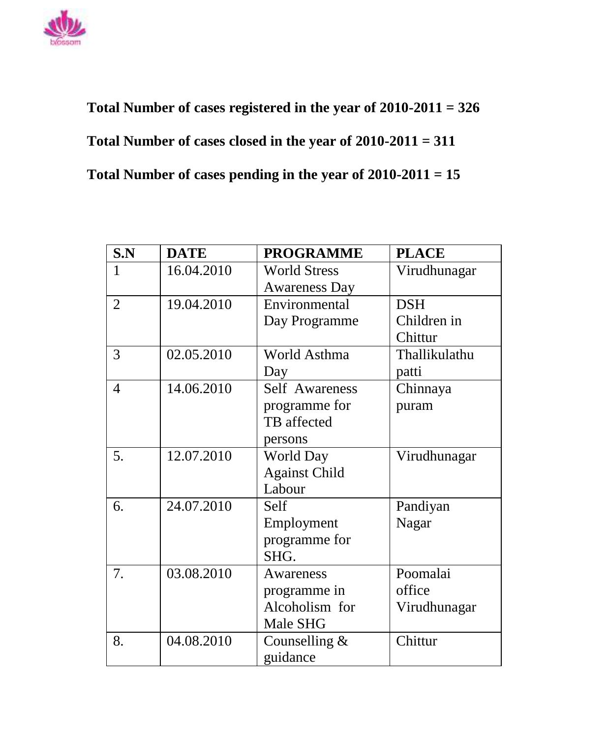**Total Number of cases registered in the year of 2010-2011 = 326**

**Total Number of cases closed in the year of 2010-2011 = 311**

**Total Number of cases pending in the year of 2010-2011 = 15**

| S.N | DATE | PROGRAMME | PLACE |
|---|---|---|---|
| 1 | 16.04.2010 | World Stress Awareness Day | Virudhunagar |
| 2 | 19.04.2010 | Environmental Day Programme | DSH Children in Chittur |
| 3 | 02.05.2010 | World Asthma Day | Thallikulathu patti |
| 4 | 14.06.2010 | Self Awareness programme for TB affected persons | Chinnaya puram |
| 5. | 12.07.2010 | World Day Against Child Labour | Virudhunagar |
| 6. | 24.07.2010 | Self Employment programme for SHG. | Pandiyan Nagar |
| 7. | 03.08.2010 | Awareness programme in Alcoholism for Male SHG | Poomalai office Virudhunagar |
| 8. | 04.08.2010 | Counselling & guidance | Chittur |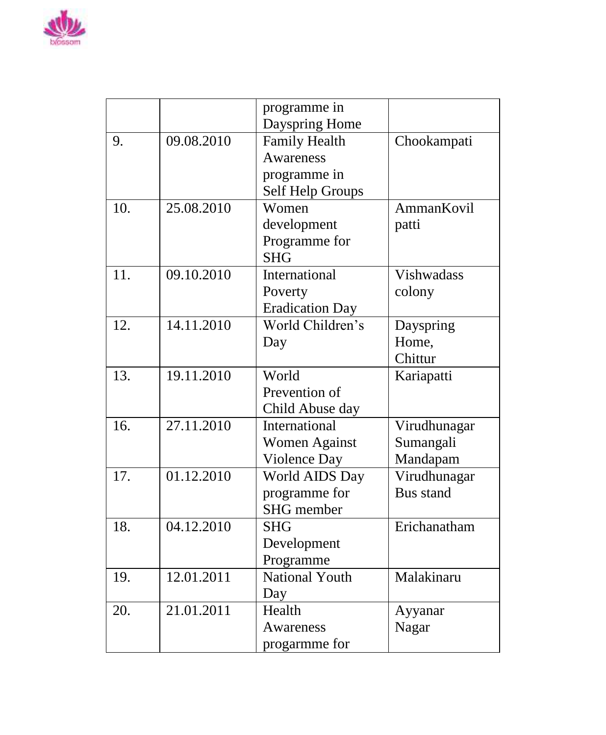| | | | |
|---|---|---|---|
| | | programme in Dayspring Home | |
| 9. | 09.08.2010 | Family Health Awareness programme in Self Help Groups | Chookampati |
| 10. | 25.08.2010 | Women development Programme for SHG | AmmanKovil patti |
| 11. | 09.10.2010 | International Poverty Eradication Day | Vishwadass colony |
| 12. | 14.11.2010 | World Children's Day | Dayspring Home, Chittur |
| 13. | 19.11.2010 | World Prevention of Child Abuse day | Kariapatti |
| 16. | 27.11.2010 | International Women Against Violence Day | Virudhunagar Sumangali Mandapam |
| 17. | 01.12.2010 | World AIDS Day programme for SHG member | Virudhunagar Bus stand |
| 18. | 04.12.2010 | SHG Development Programme | Erichanatham |
| 19. | 12.01.2011 | National Youth Day | Malakinaru |
| 20. | 21.01.2011 | Health Awareness progarmme for | Ayyanar Nagar |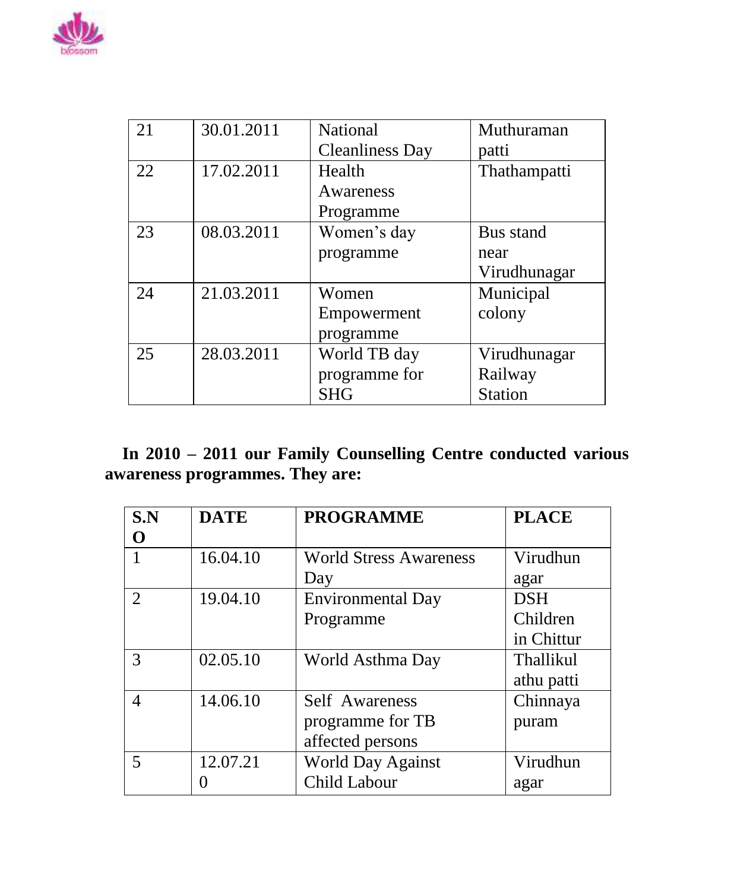| 21 | 30.01.2011 | National Cleanliness Day | Muthuraman patti |
|---|---|---|---|
| 22 | 17.02.2011 | Health Awareness Programme | Thathampatti |
| 23 | 08.03.2011 | Women's day programme | Bus stand near Virudhunagar |
| 24 | 21.03.2011 | Women Empowerment programme | Municipal colony |
| 25 | 28.03.2011 | World TB day programme for SHG | Virudhunagar Railway Station |

**In 2010 – 2011 our Family Counselling Centre conducted various awareness programmes. They are:**

| S.NO | DATE | PROGRAMME | PLACE |
|---|---|---|---|
| 1 | 16.04.10 | World Stress Awareness Day | Virudhunagar |
| 2 | 19.04.10 | Environmental Day Programme | DSH Children in Chittur |
| 3 | 02.05.10 | World Asthma Day | Thallikulathu patti |
| 4 | 14.06.10 | Self Awareness programme for TB affected persons | Chinnayapuram |
| 5 | 12.07.210 | World Day Against Child Labour | Virudhunagar |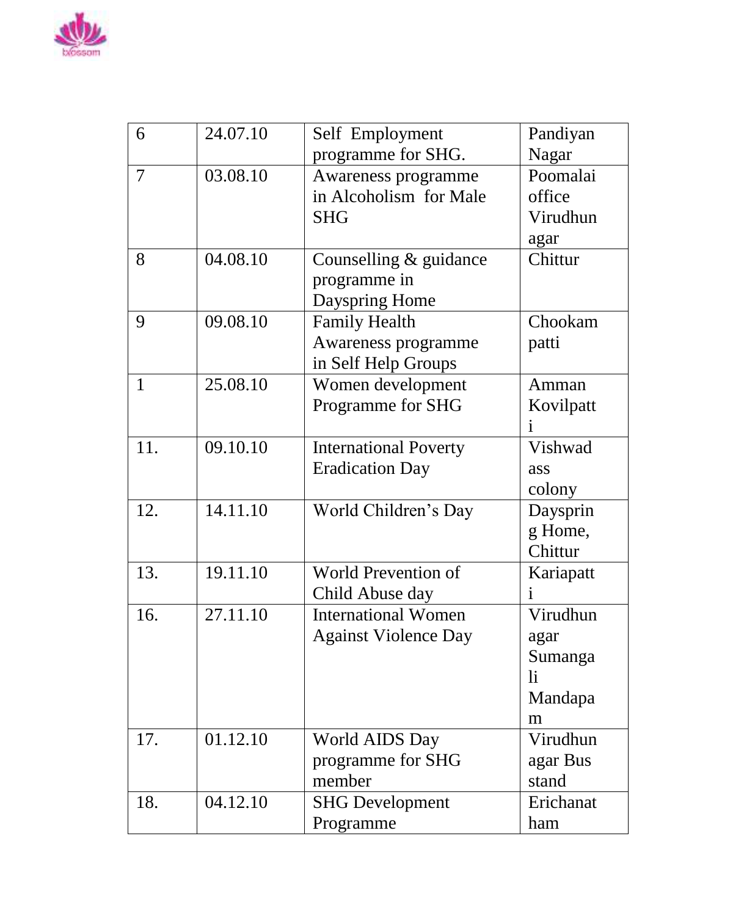| 6 | 24.07.10 | Self Employment programme for SHG. | Pandiyan Nagar |
|---|---|---|---|
| 7 | 03.08.10 | Awareness programme in Alcoholism for Male SHG | Poomalai office Virudhunagar |
| 8 | 04.08.10 | Counselling & guidance programme in Dayspring Home | Chittur |
| 9 | 09.08.10 | Family Health Awareness programme in Self Help Groups | Chookampatti |
| 1 | 25.08.10 | Women development Programme for SHG | Amman Kovilpatti |
| 11. | 09.10.10 | International Poverty Eradication Day | Vishwadass colony |
| 12. | 14.11.10 | World Children's Day | Dayspring Home, Chittur |
| 13. | 19.11.10 | World Prevention of Child Abuse day | Kariapatti |
| 16. | 27.11.10 | International Women Against Violence Day | Virudhunagar Sumangali Mandapam |
| 17. | 01.12.10 | World AIDS Day programme for SHG member | Virudhunagar Bus stand |
| 18. | 04.12.10 | SHG Development Programme | Erichanatham |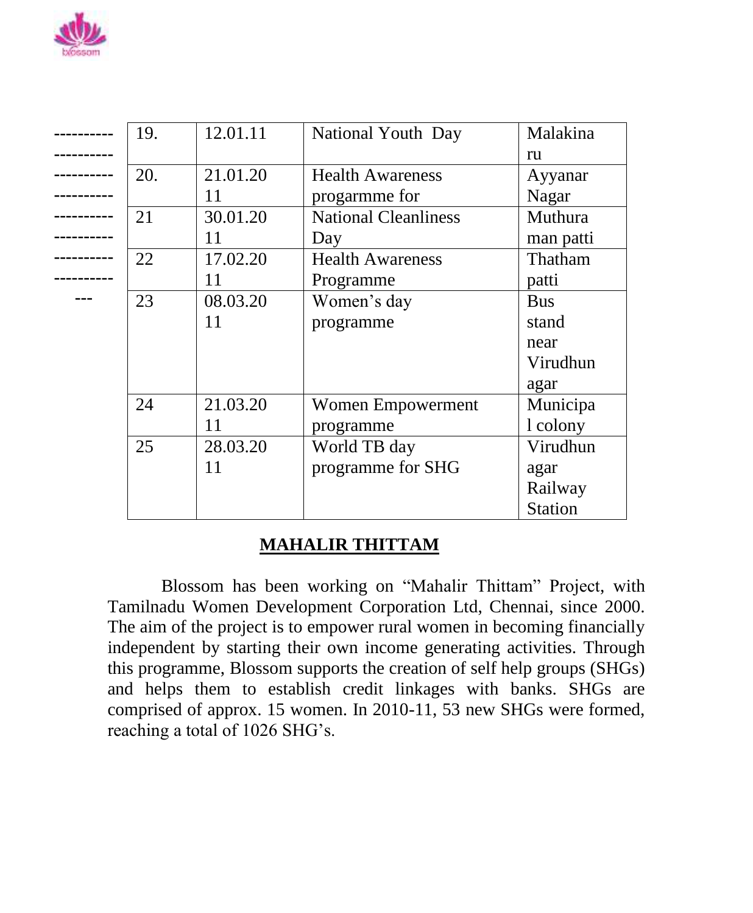| 19. | 12.01.11 | National Youth Day | Malakinaru |
|---|---|---|---|
| 20. | 21.01.2011 | Health Awareness progarmme for | Ayyanar Nagar |
| 21 | 30.01.2011 | National Cleanliness Day | Muthuraman patti |
| 22 | 17.02.2011 | Health Awareness Programme | Thatham patti |
| 23 | 08.03.2011 | Women's day programme | Bus stand near Virudhunagar |
| 24 | 21.03.2011 | Women Empowerment programme | Municipal colony |
| 25 | 28.03.2011 | World TB day programme for SHG | Virudhunagar Railway Station |

## MAHALIR THITTAM

Blossom has been working on "Mahalir Thittam" Project, with Tamilnadu Women Development Corporation Ltd, Chennai, since 2000. The aim of the project is to empower rural women in becoming financially independent by starting their own income generating activities. Through this programme, Blossom supports the creation of self help groups (SHGs) and helps them to establish credit linkages with banks. SHGs are comprised of approx. 15 women. In 2010-11, 53 new SHGs were formed, reaching a total of 1026 SHG's.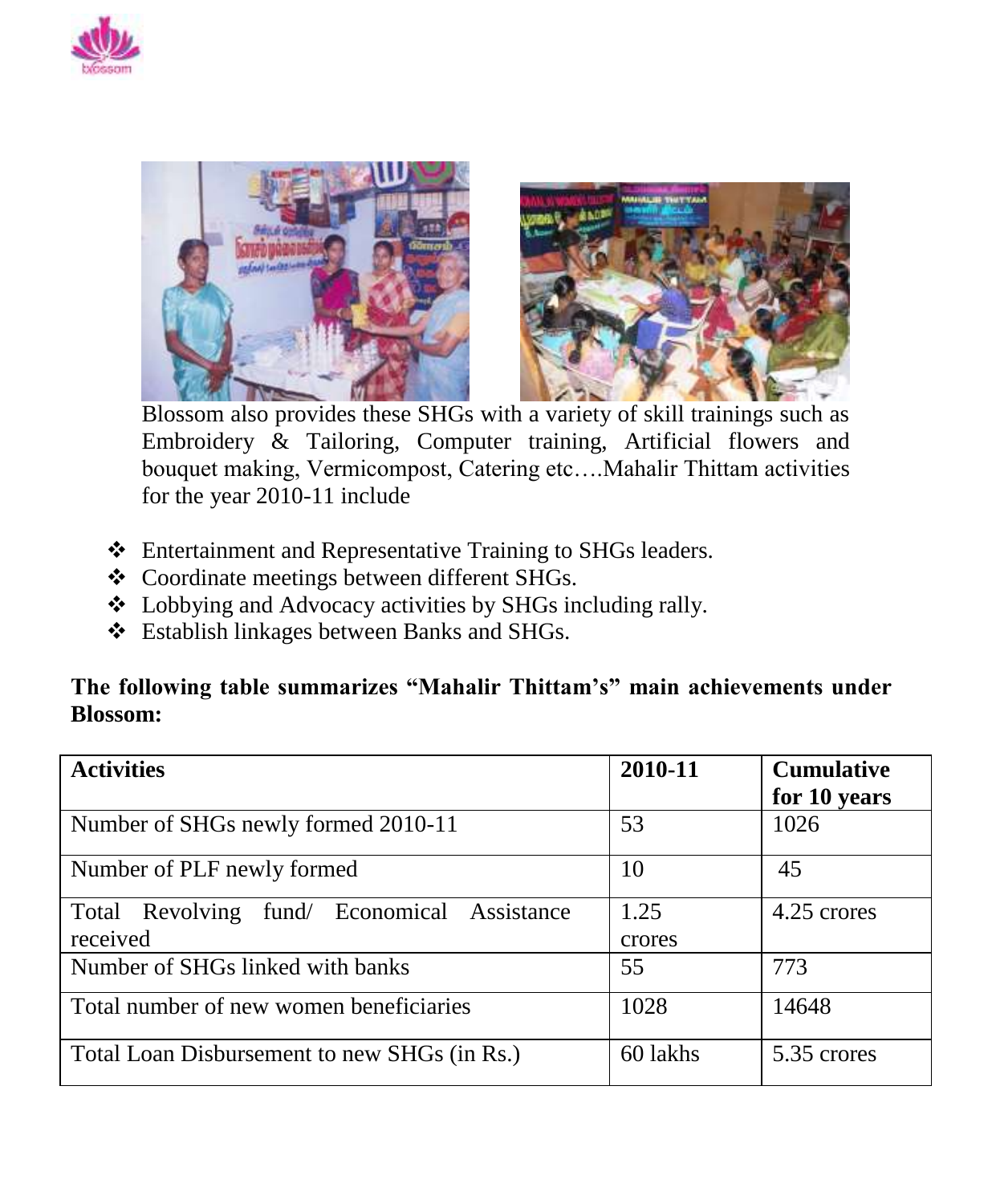Blossom also provides these SHGs with a variety of skill trainings such as Embroidery & Tailoring, Computer training, Artificial flowers and bouquet making, Vermicompost, Catering etc….Mahalir Thittam activities for the year 2010-11 include

- Entertainment and Representative Training to SHGs leaders.
- Coordinate meetings between different SHGs.
- Lobbying and Advocacy activities by SHGs including rally.
- Establish linkages between Banks and SHGs.

**The following table summarizes "Mahalir Thittam's" main achievements under Blossom:**

| **Activities** | **2010-11** | **Cumulative for 10 years** |
|---|---|---|
| Number of SHGs newly formed 2010-11 | 53 | 1026 |
| Number of PLF newly formed | 10 | 45 |
| Total Revolving fund/ Economical Assistance received | 1.25 crores | 4.25 crores |
| Number of SHGs linked with banks | 55 | 773 |
| Total number of new women beneficiaries | 1028 | 14648 |
| Total Loan Disbursement to new SHGs (in Rs.) | 60 lakhs | 5.35 crores |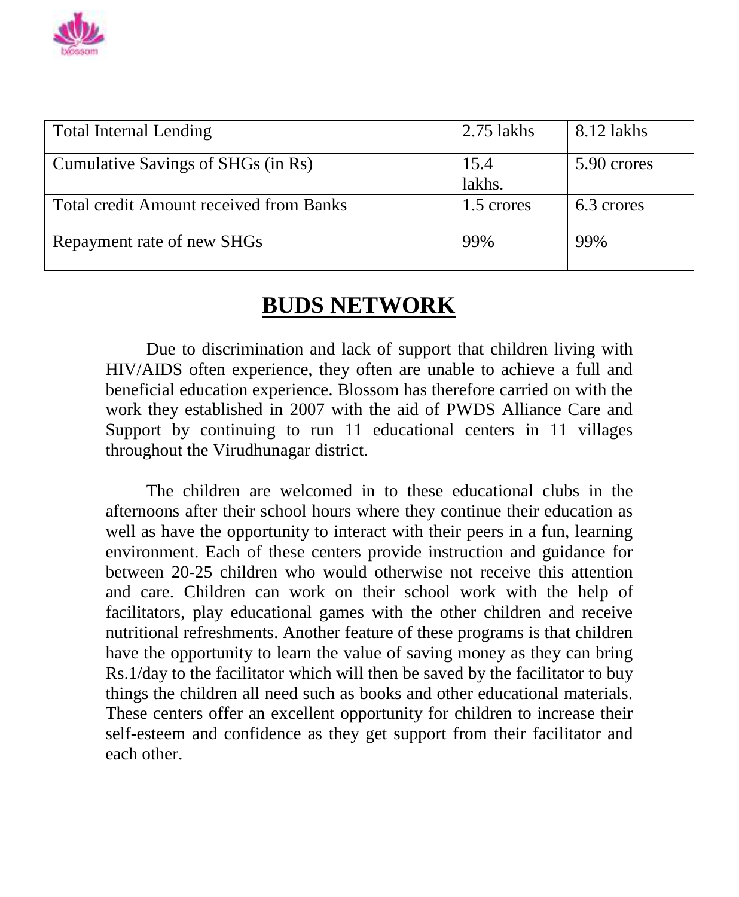| Total Internal Lending | 2.75 lakhs | 8.12 lakhs |
| --- | --- | --- |
| Cumulative Savings of SHGs (in Rs) | 15.4 lakhs. | 5.90 crores |
| Total credit Amount received from Banks | 1.5 crores | 6.3 crores |
| Repayment rate of new SHGs | 99% | 99% |

## BUDS NETWORK

Due to discrimination and lack of support that children living with HIV/AIDS often experience, they often are unable to achieve a full and beneficial education experience. Blossom has therefore carried on with the work they established in 2007 with the aid of PWDS Alliance Care and Support by continuing to run 11 educational centers in 11 villages throughout the Virudhunagar district.

The children are welcomed in to these educational clubs in the afternoons after their school hours where they continue their education as well as have the opportunity to interact with their peers in a fun, learning environment. Each of these centers provide instruction and guidance for between 20-25 children who would otherwise not receive this attention and care. Children can work on their school work with the help of facilitators, play educational games with the other children and receive nutritional refreshments. Another feature of these programs is that children have the opportunity to learn the value of saving money as they can bring Rs.1/day to the facilitator which will then be saved by the facilitator to buy things the children all need such as books and other educational materials. These centers offer an excellent opportunity for children to increase their self-esteem and confidence as they get support from their facilitator and each other.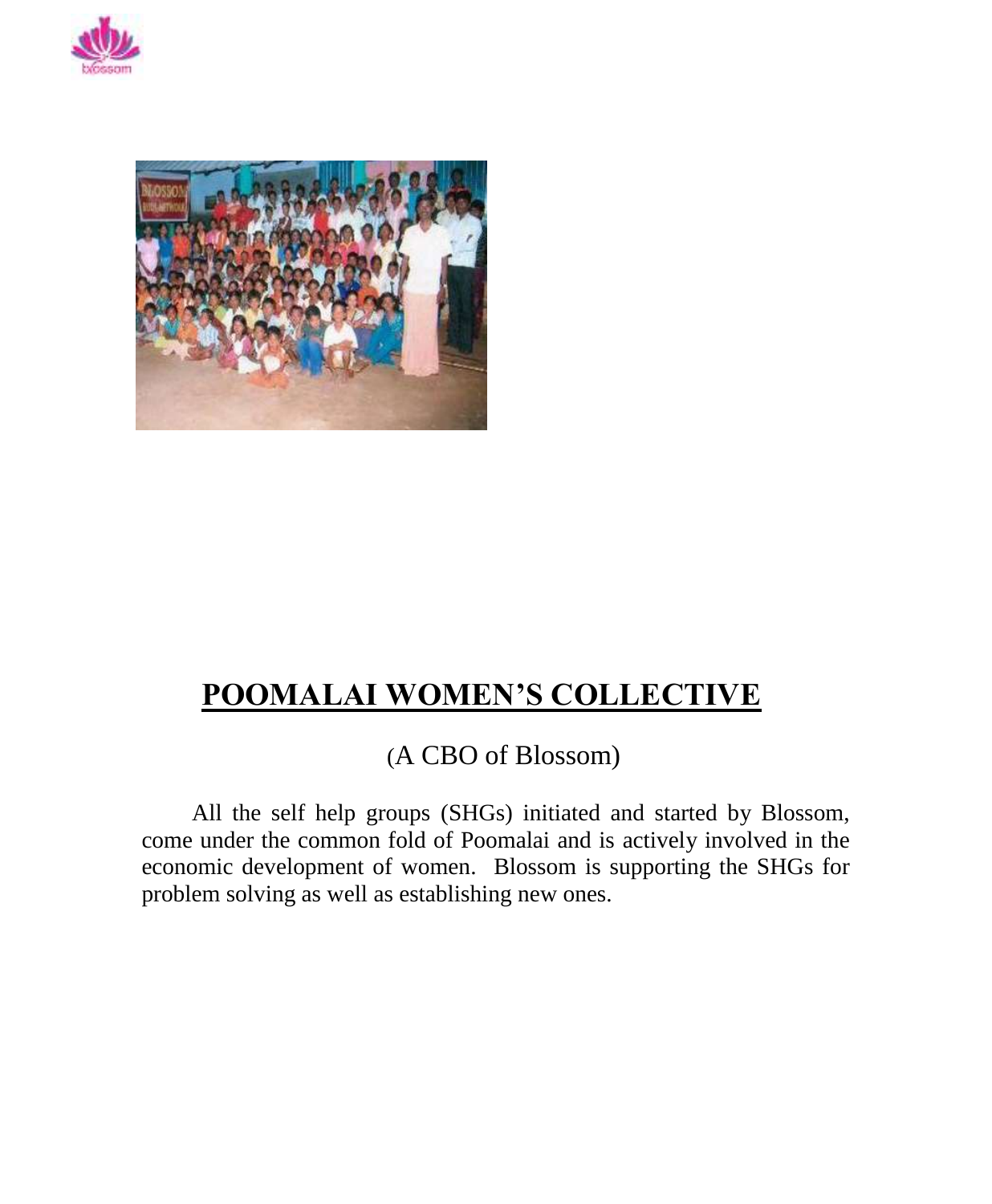# POOMALAI WOMEN'S COLLECTIVE

(A CBO of Blossom)

All the self help groups (SHGs) initiated and started by Blossom, come under the common fold of Poomalai and is actively involved in the economic development of women. Blossom is supporting the SHGs for problem solving as well as establishing new ones.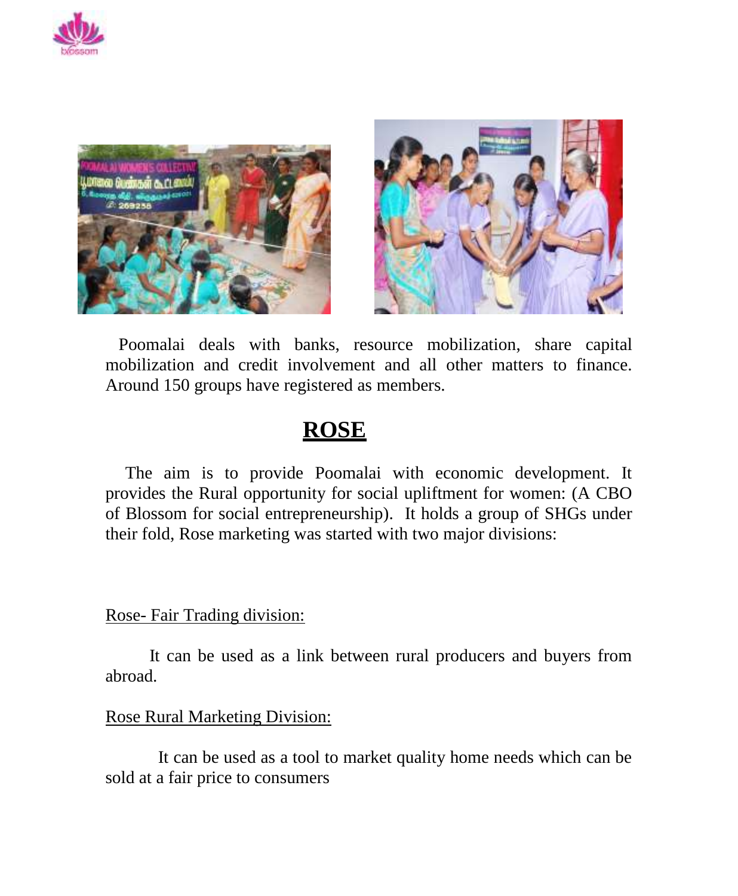Poomalai deals with banks, resource mobilization, share capital mobilization and credit involvement and all other matters to finance. Around 150 groups have registered as members.

# ROSE

The aim is to provide Poomalai with economic development. It provides the Rural opportunity for social upliftment for women: (A CBO of Blossom for social entrepreneurship). It holds a group of SHGs under their fold, Rose marketing was started with two major divisions:

Rose- Fair Trading division:

It can be used as a link between rural producers and buyers from abroad.

Rose Rural Marketing Division:

It can be used as a tool to market quality home needs which can be sold at a fair price to consumers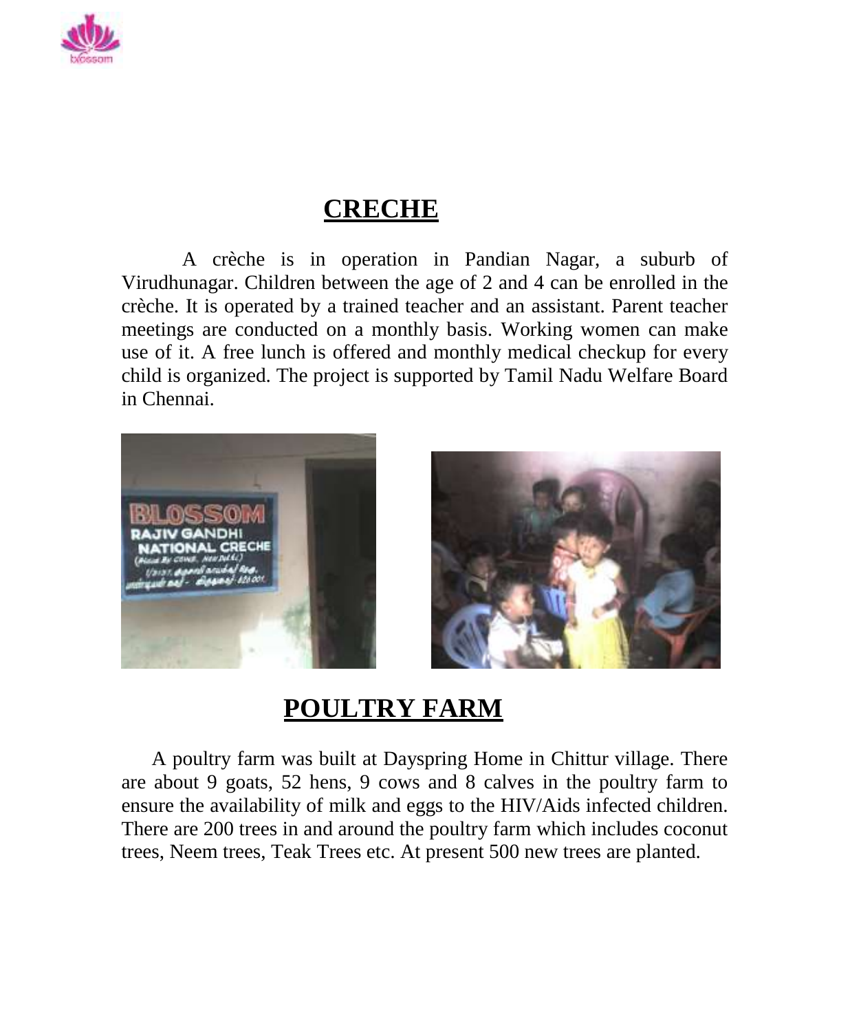## CRECHE

A crèche is in operation in Pandian Nagar, a suburb of Virudhunagar. Children between the age of 2 and 4 can be enrolled in the crèche. It is operated by a trained teacher and an assistant. Parent teacher meetings are conducted on a monthly basis. Working women can make use of it. A free lunch is offered and monthly medical checkup for every child is organized. The project is supported by Tamil Nadu Welfare Board in Chennai.

## POULTRY FARM

A poultry farm was built at Dayspring Home in Chittur village. There are about 9 goats, 52 hens, 9 cows and 8 calves in the poultry farm to ensure the availability of milk and eggs to the HIV/Aids infected children. There are 200 trees in and around the poultry farm which includes coconut trees, Neem trees, Teak Trees etc. At present 500 new trees are planted.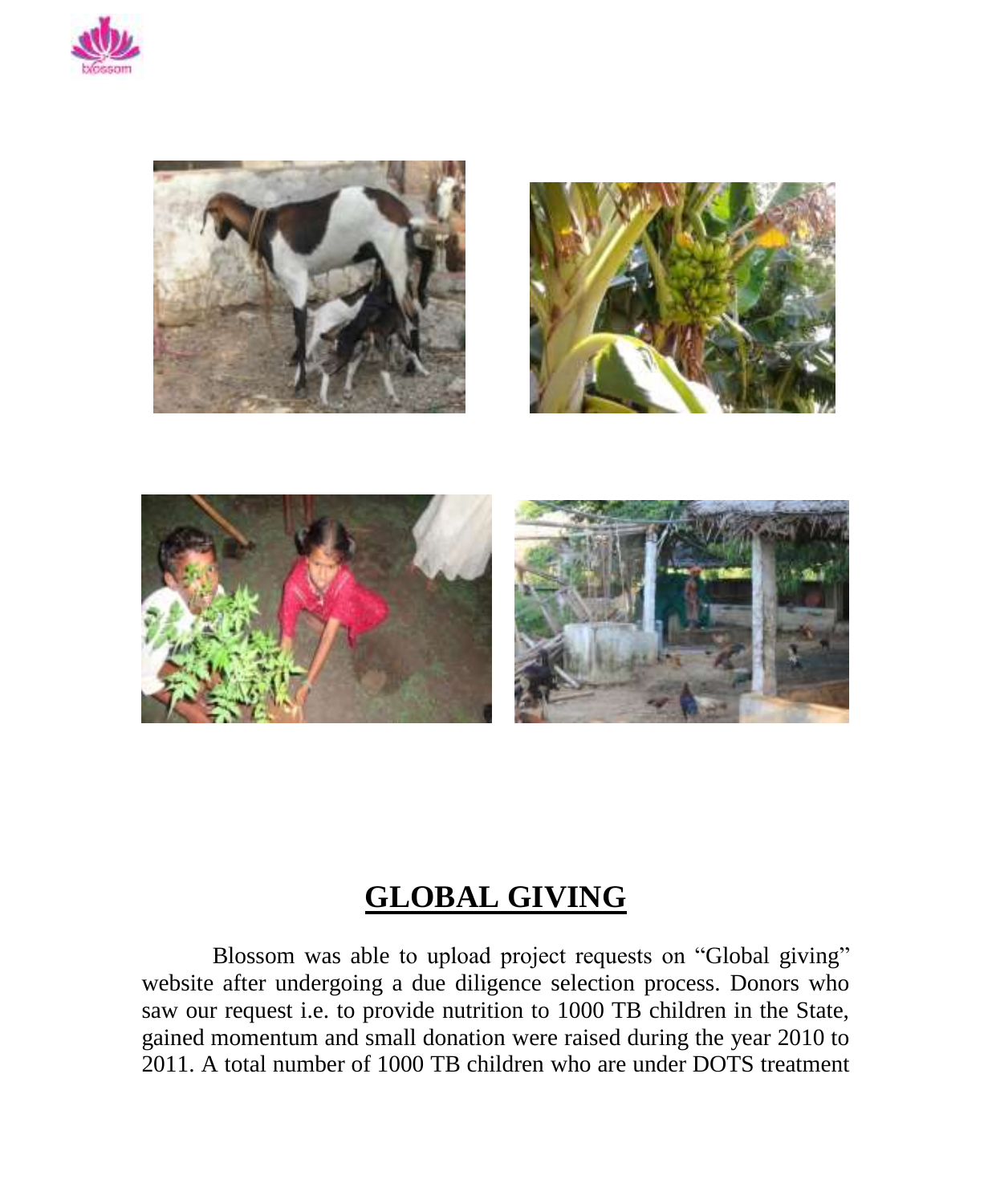## GLOBAL GIVING

Blossom was able to upload project requests on “Global giving” website after undergoing a due diligence selection process. Donors who saw our request i.e. to provide nutrition to 1000 TB children in the State, gained momentum and small donation were raised during the year 2010 to 2011. A total number of 1000 TB children who are under DOTS treatment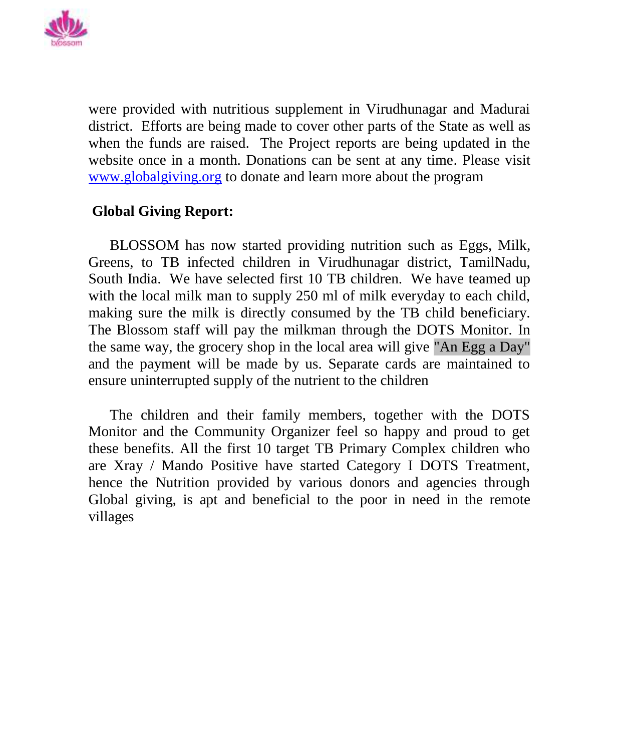were provided with nutritious supplement in Virudhunagar and Madurai district. Efforts are being made to cover other parts of the State as well as when the funds are raised. The Project reports are being updated in the website once in a month. Donations can be sent at any time. Please visit [www.globalgiving.org](http://www.globalgiving.org) to donate and learn more about the program

**Global Giving Report:**

BLOSSOM has now started providing nutrition such as Eggs, Milk, Greens, to TB infected children in Virudhunagar district, TamilNadu, South India. We have selected first 10 TB children. We have teamed up with the local milk man to supply 250 ml of milk everyday to each child, making sure the milk is directly consumed by the TB child beneficiary. The Blossom staff will pay the milkman through the DOTS Monitor. In the same way, the grocery shop in the local area will give "An Egg a Day" and the payment will be made by us. Separate cards are maintained to ensure uninterrupted supply of the nutrient to the children

The children and their family members, together with the DOTS Monitor and the Community Organizer feel so happy and proud to get these benefits. All the first 10 target TB Primary Complex children who are Xray / Mando Positive have started Category I DOTS Treatment, hence the Nutrition provided by various donors and agencies through Global giving, is apt and beneficial to the poor in need in the remote villages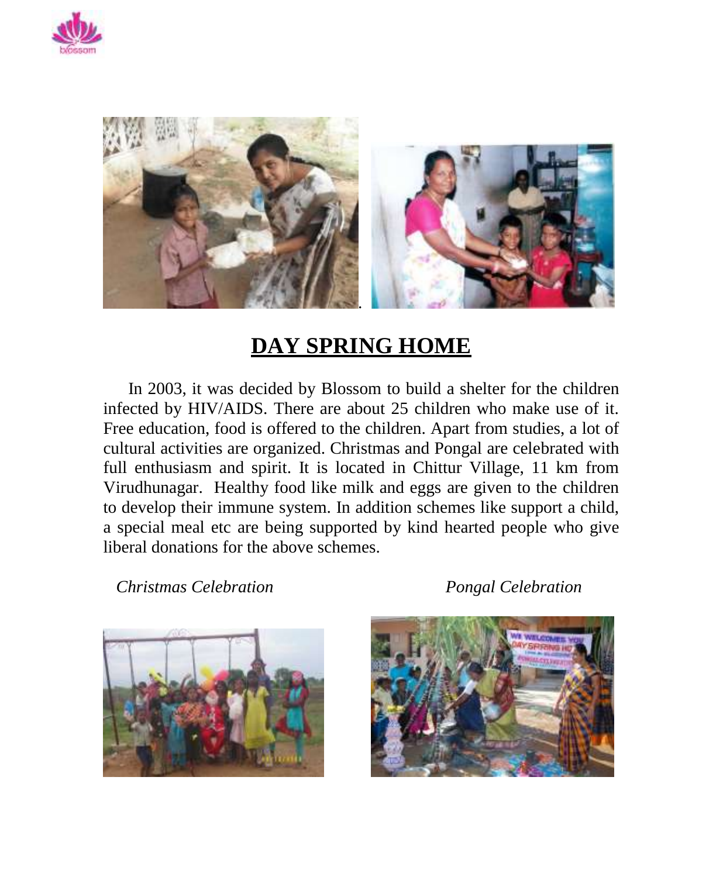# DAY SPRING HOME

In 2003, it was decided by Blossom to build a shelter for the children infected by HIV/AIDS. There are about 25 children who make use of it. Free education, food is offered to the children. Apart from studies, a lot of cultural activities are organized. Christmas and Pongal are celebrated with full enthusiasm and spirit. It is located in Chittur Village, 11 km from Virudhunagar. Healthy food like milk and eggs are given to the children to develop their immune system. In addition schemes like support a child, a special meal etc are being supported by kind hearted people who give liberal donations for the above schemes.

*Christmas Celebration*

*Pongal Celebration*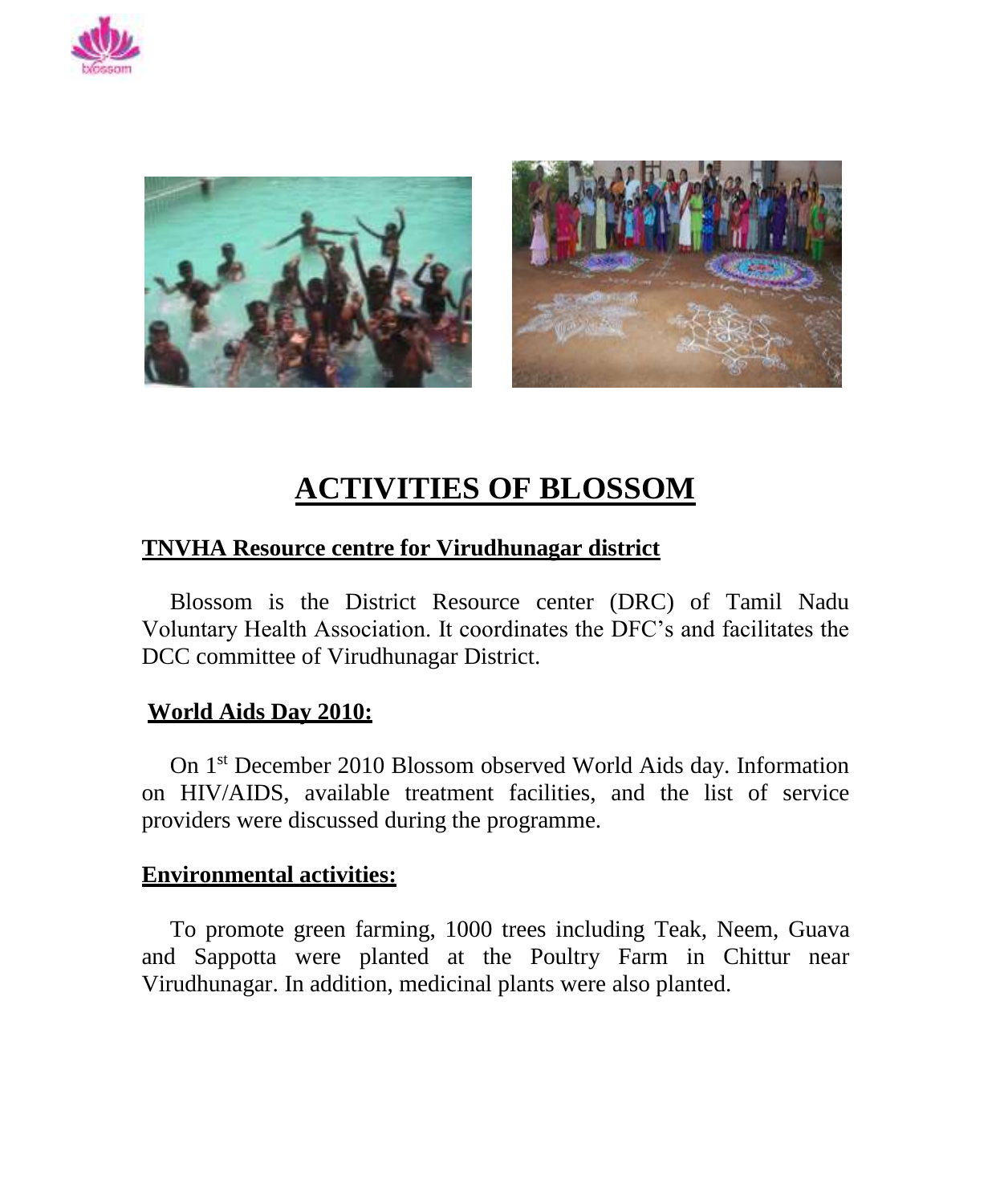# ACTIVITIES OF BLOSSOM

## TNVHA Resource centre for Virudhunagar district

Blossom is the District Resource center (DRC) of Tamil Nadu Voluntary Health Association. It coordinates the DFC's and facilitates the DCC committee of Virudhunagar District.

## World Aids Day 2010:

On 1st December 2010 Blossom observed World Aids day. Information on HIV/AIDS, available treatment facilities, and the list of service providers were discussed during the programme.

## Environmental activities:

To promote green farming, 1000 trees including Teak, Neem, Guava and Sappotta were planted at the Poultry Farm in Chittur near Virudhunagar. In addition, medicinal plants were also planted.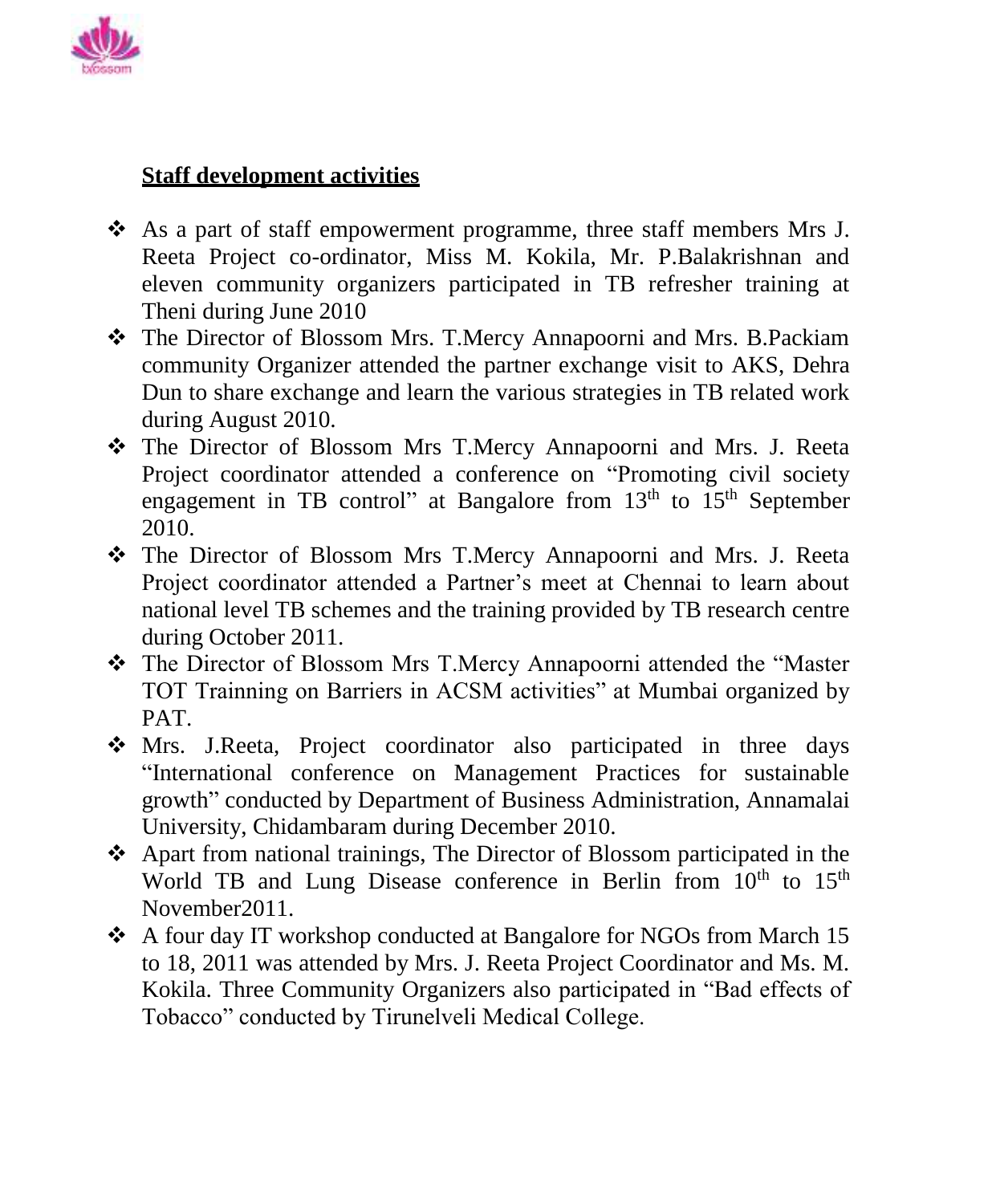**Staff development activities**

- As a part of staff empowerment programme, three staff members Mrs J. Reeta Project co-ordinator, Miss M. Kokila, Mr. P.Balakrishnan and eleven community organizers participated in TB refresher training at Theni during June 2010
- The Director of Blossom Mrs. T.Mercy Annapoorni and Mrs. B.Packiam community Organizer attended the partner exchange visit to AKS, Dehra Dun to share exchange and learn the various strategies in TB related work during August 2010.
- The Director of Blossom Mrs T.Mercy Annapoorni and Mrs. J. Reeta Project coordinator attended a conference on "Promoting civil society engagement in TB control" at Bangalore from 13th to 15th September 2010.
- The Director of Blossom Mrs T.Mercy Annapoorni and Mrs. J. Reeta Project coordinator attended a Partner's meet at Chennai to learn about national level TB schemes and the training provided by TB research centre during October 2011.
- The Director of Blossom Mrs T.Mercy Annapoorni attended the "Master TOT Trainning on Barriers in ACSM activities" at Mumbai organized by PAT.
- Mrs. J.Reeta, Project coordinator also participated in three days "International conference on Management Practices for sustainable growth" conducted by Department of Business Administration, Annamalai University, Chidambaram during December 2010.
- Apart from national trainings, The Director of Blossom participated in the World TB and Lung Disease conference in Berlin from 10th to 15th November2011.
- A four day IT workshop conducted at Bangalore for NGOs from March 15 to 18, 2011 was attended by Mrs. J. Reeta Project Coordinator and Ms. M. Kokila. Three Community Organizers also participated in "Bad effects of Tobacco" conducted by Tirunelveli Medical College.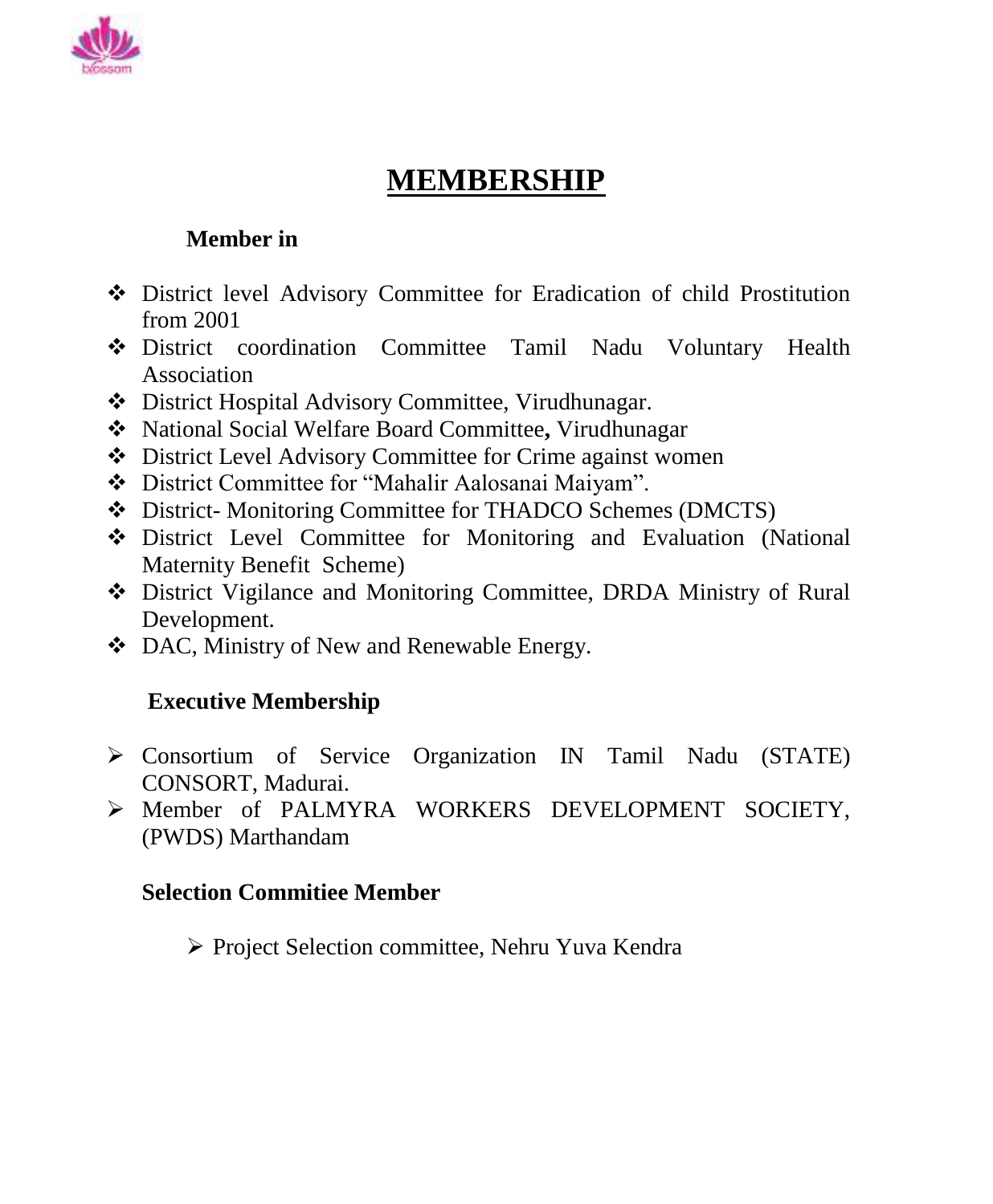# MEMBERSHIP

**Member in**

- District level Advisory Committee for Eradication of child Prostitution from 2001
- District coordination Committee Tamil Nadu Voluntary Health Association
- District Hospital Advisory Committee, Virudhunagar.
- National Social Welfare Board Committee**,** Virudhunagar
- District Level Advisory Committee for Crime against women
- District Committee for "Mahalir Aalosanai Maiyam".
- District- Monitoring Committee for THADCO Schemes (DMCTS)
- District Level Committee for Monitoring and Evaluation (National Maternity Benefit Scheme)
- District Vigilance and Monitoring Committee, DRDA Ministry of Rural Development.
- DAC, Ministry of New and Renewable Energy.

**Executive Membership**

- Consortium of Service Organization IN Tamil Nadu (STATE) CONSORT, Madurai.
- Member of PALMYRA WORKERS DEVELOPMENT SOCIETY, (PWDS) Marthandam

**Selection Commitiee Member**

- Project Selection committee, Nehru Yuva Kendra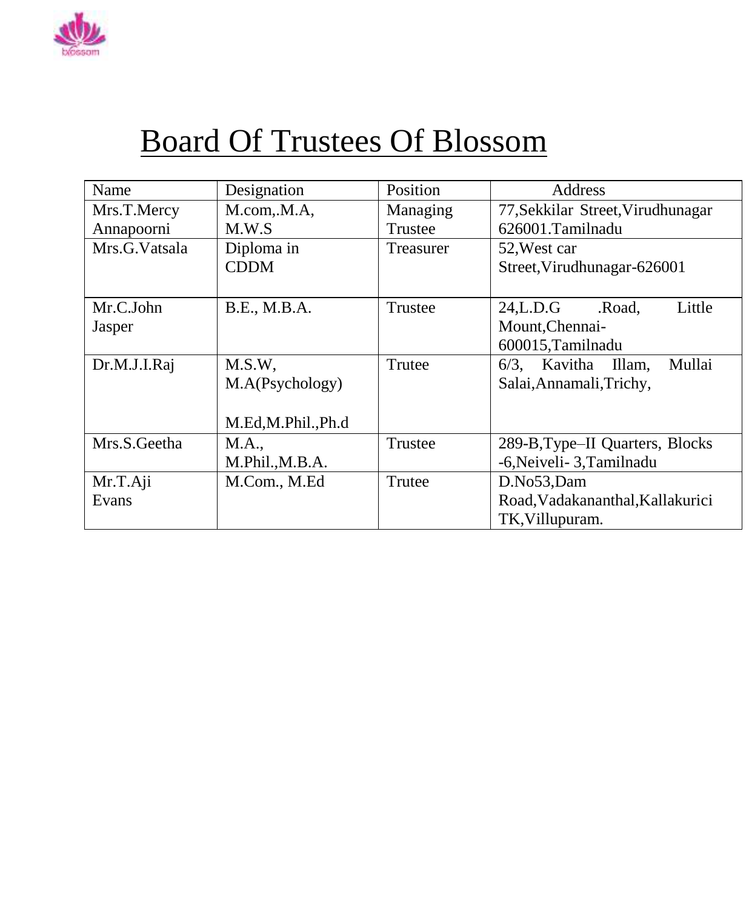# Board Of Trustees Of Blossom

| Name | Designation | Position | Address |
|---|---|---|---|
| Mrs.T.Mercy Annapoorni | M.com,.M.A, M.W.S | Managing Trustee | 77,Sekkilar Street,Virudhunagar 626001.Tamilnadu |
| Mrs.G.Vatsala | Diploma in CDDM | Treasurer | 52,West car Street,Virudhunagar-626001 |
| Mr.C.John Jasper | B.E., M.B.A. | Trustee | 24,L.D.G .Road, Little Mount,Chennai-600015,Tamilnadu |
| Dr.M.J.I.Raj | M.S.W, M.A(Psychology) M.Ed,M.Phil.,Ph.d | Trutee | 6/3, Kavitha Illam, Mullai Salai,Annamali,Trichy, |
| Mrs.S.Geetha | M.A., M.Phil.,M.B.A. | Trustee | 289-B,Type–II Quarters, Blocks -6,Neiveli- 3,Tamilnadu |
| Mr.T.Aji Evans | M.Com., M.Ed | Trutee | D.No53,Dam Road,Vadakananthal,Kallakurici TK,Villupuram. |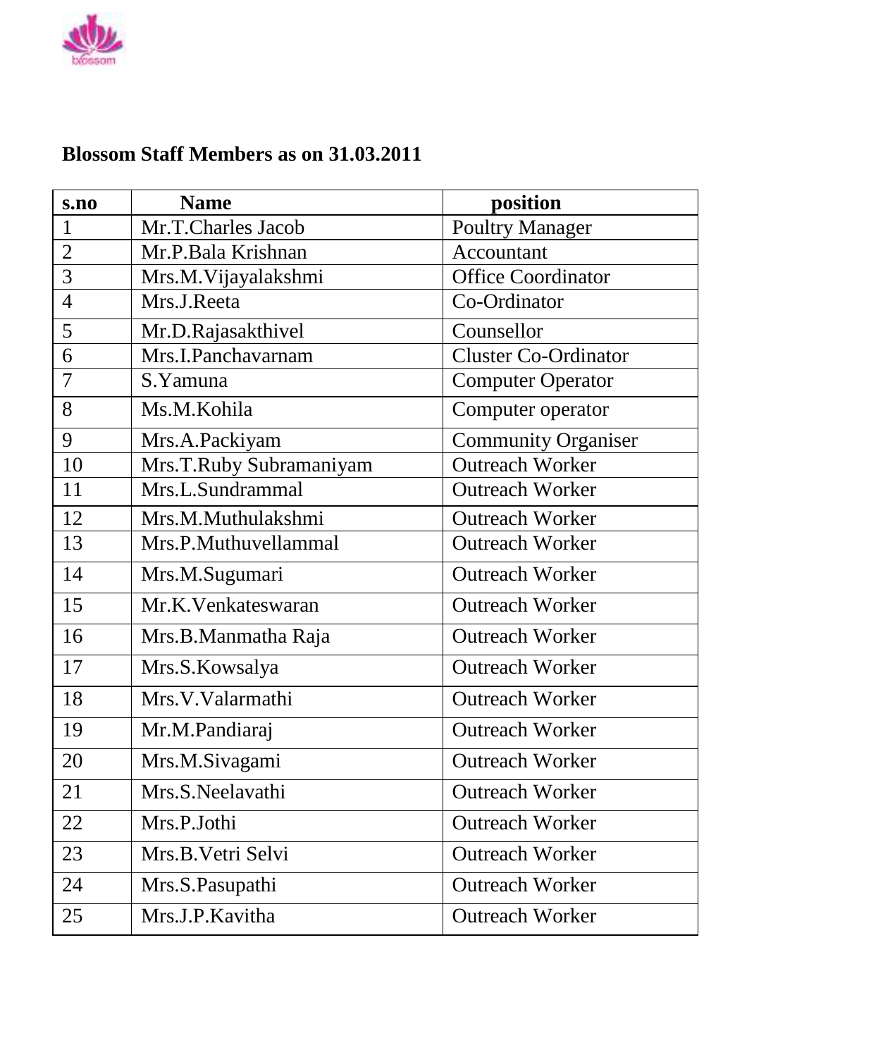**Blossom Staff Members as on 31.03.2011**

| s.no | Name | position |
|---|---|---|
| 1 | Mr.T.Charles Jacob | Poultry Manager |
| 2 | Mr.P.Bala Krishnan | Accountant |
| 3 | Mrs.M.Vijayalakshmi | Office Coordinator |
| 4 | Mrs.J.Reeta | Co-Ordinator |
| 5 | Mr.D.Rajasakthivel | Counsellor |
| 6 | Mrs.I.Panchavarnam | Cluster Co-Ordinator |
| 7 | S.Yamuna | Computer Operator |
| 8 | Ms.M.Kohila | Computer operator |
| 9 | Mrs.A.Packiyam | Community Organiser |
| 10 | Mrs.T.Ruby Subramaniyam | Outreach Worker |
| 11 | Mrs.L.Sundrammal | Outreach Worker |
| 12 | Mrs.M.Muthulakshmi | Outreach Worker |
| 13 | Mrs.P.Muthuvellammal | Outreach Worker |
| 14 | Mrs.M.Sugumari | Outreach Worker |
| 15 | Mr.K.Venkateswaran | Outreach Worker |
| 16 | Mrs.B.Manmatha Raja | Outreach Worker |
| 17 | Mrs.S.Kowsalya | Outreach Worker |
| 18 | Mrs.V.Valarmathi | Outreach Worker |
| 19 | Mr.M.Pandiaraj | Outreach Worker |
| 20 | Mrs.M.Sivagami | Outreach Worker |
| 21 | Mrs.S.Neelavathi | Outreach Worker |
| 22 | Mrs.P.Jothi | Outreach Worker |
| 23 | Mrs.B.Vetri Selvi | Outreach Worker |
| 24 | Mrs.S.Pasupathi | Outreach Worker |
| 25 | Mrs.J.P.Kavitha | Outreach Worker |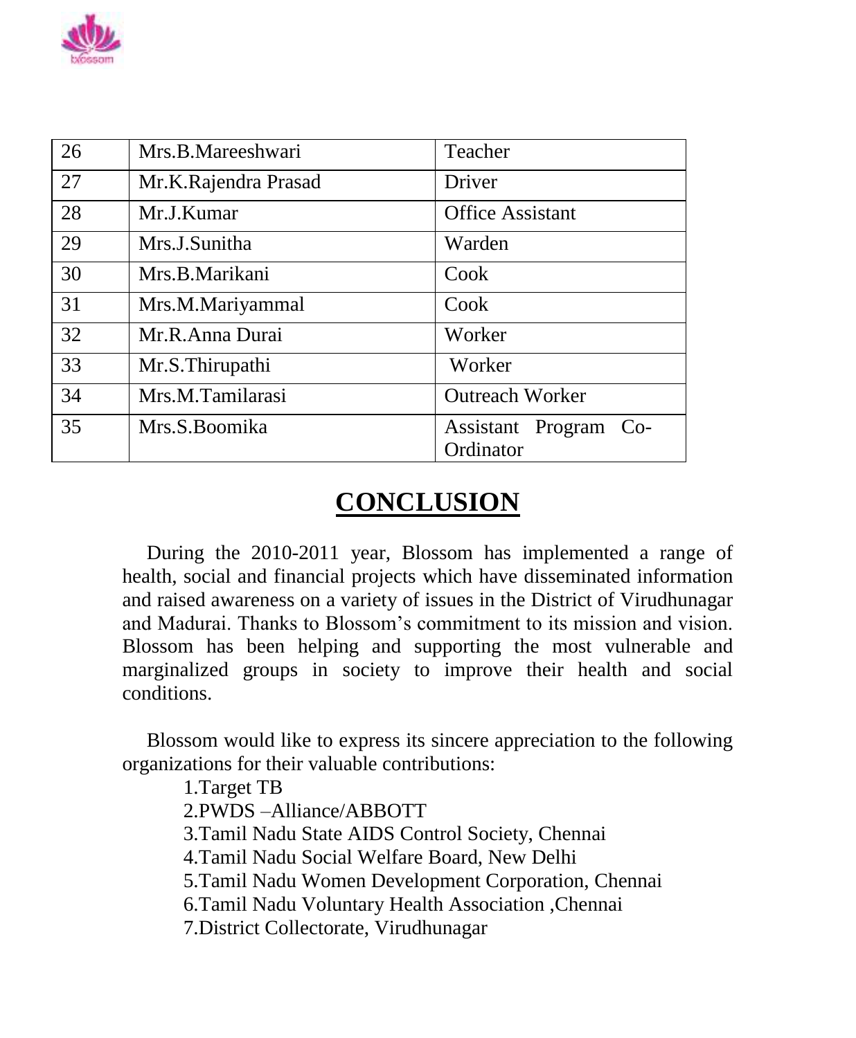| 26 | Mrs.B.Mareeshwari | Teacher |
|---|---|---|
| 27 | Mr.K.Rajendra Prasad | Driver |
| 28 | Mr.J.Kumar | Office Assistant |
| 29 | Mrs.J.Sunitha | Warden |
| 30 | Mrs.B.Marikani | Cook |
| 31 | Mrs.M.Mariyammal | Cook |
| 32 | Mr.R.Anna Durai | Worker |
| 33 | Mr.S.Thirupathi | Worker |
| 34 | Mrs.M.Tamilarasi | Outreach Worker |
| 35 | Mrs.S.Boomika | Assistant Program Co-Ordinator |

# CONCLUSION

During the 2010-2011 year, Blossom has implemented a range of health, social and financial projects which have disseminated information and raised awareness on a variety of issues in the District of Virudhunagar and Madurai. Thanks to Blossom's commitment to its mission and vision. Blossom has been helping and supporting the most vulnerable and marginalized groups in society to improve their health and social conditions.

Blossom would like to express its sincere appreciation to the following organizations for their valuable contributions:

1.Target TB
2.PWDS –Alliance/ABBOTT
3.Tamil Nadu State AIDS Control Society, Chennai
4.Tamil Nadu Social Welfare Board, New Delhi
5.Tamil Nadu Women Development Corporation, Chennai
6.Tamil Nadu Voluntary Health Association ,Chennai
7.District Collectorate, Virudhunagar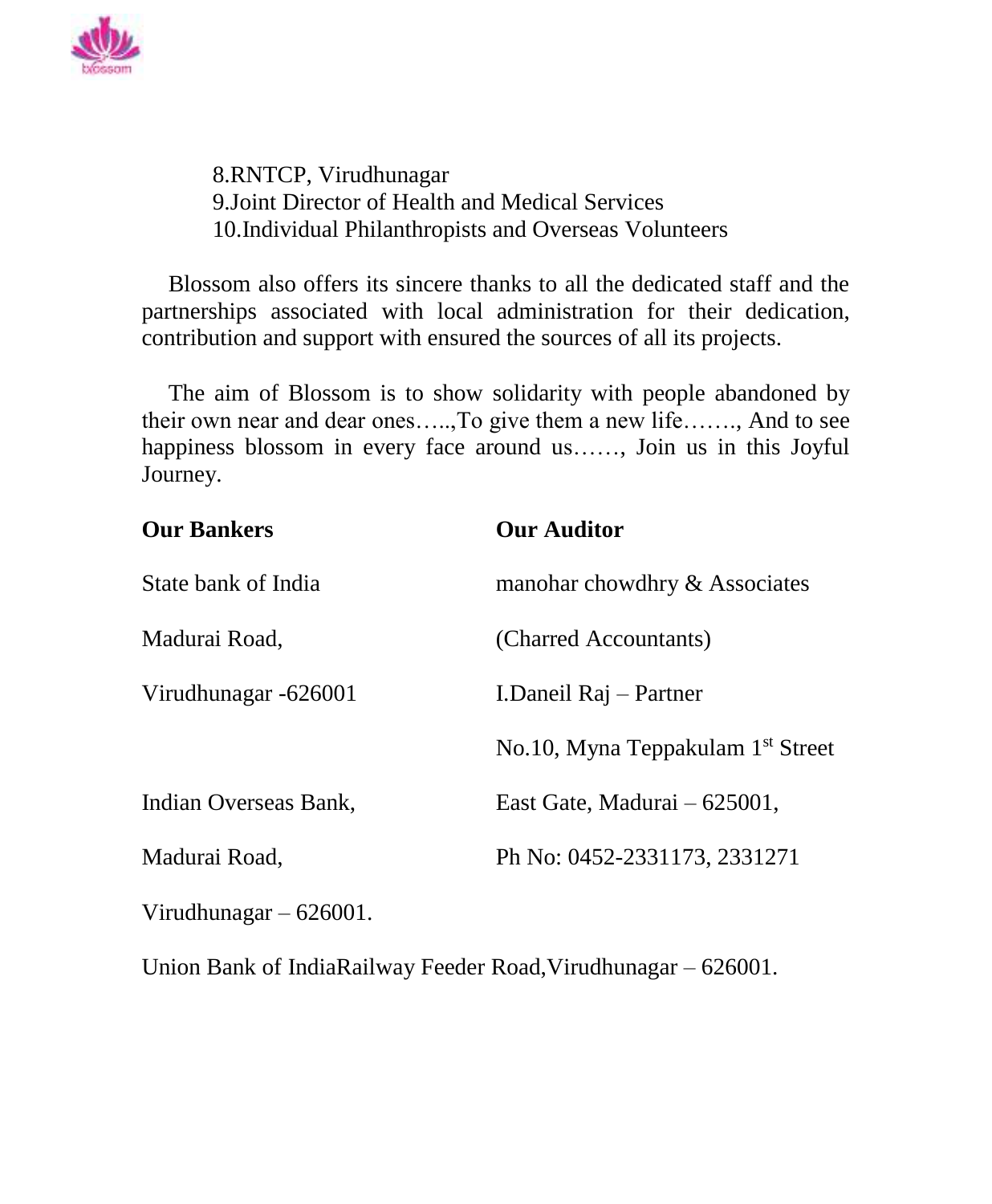8.RNTCP, Virudhunagar
9.Joint Director of Health and Medical Services
10.Individual Philanthropists and Overseas Volunteers

Blossom also offers its sincere thanks to all the dedicated staff and the partnerships associated with local administration for their dedication, contribution and support with ensured the sources of all its projects.

The aim of Blossom is to show solidarity with people abandoned by their own near and dear ones…..,To give them a new life……., And to see happiness blossom in every face around us……, Join us in this Joyful Journey.

**Our Bankers**

State bank of India

Madurai Road,

Virudhunagar -626001

Indian Overseas Bank,

Madurai Road,

Virudhunagar – 626001.

Union Bank of IndiaRailway Feeder Road,Virudhunagar – 626001.

**Our Auditor**

manohar chowdhry & Associates

(Charred Accountants)

I.Daneil Raj – Partner

No.10, Myna Teppakulam 1st Street

East Gate, Madurai – 625001,

Ph No: 0452-2331173, 2331271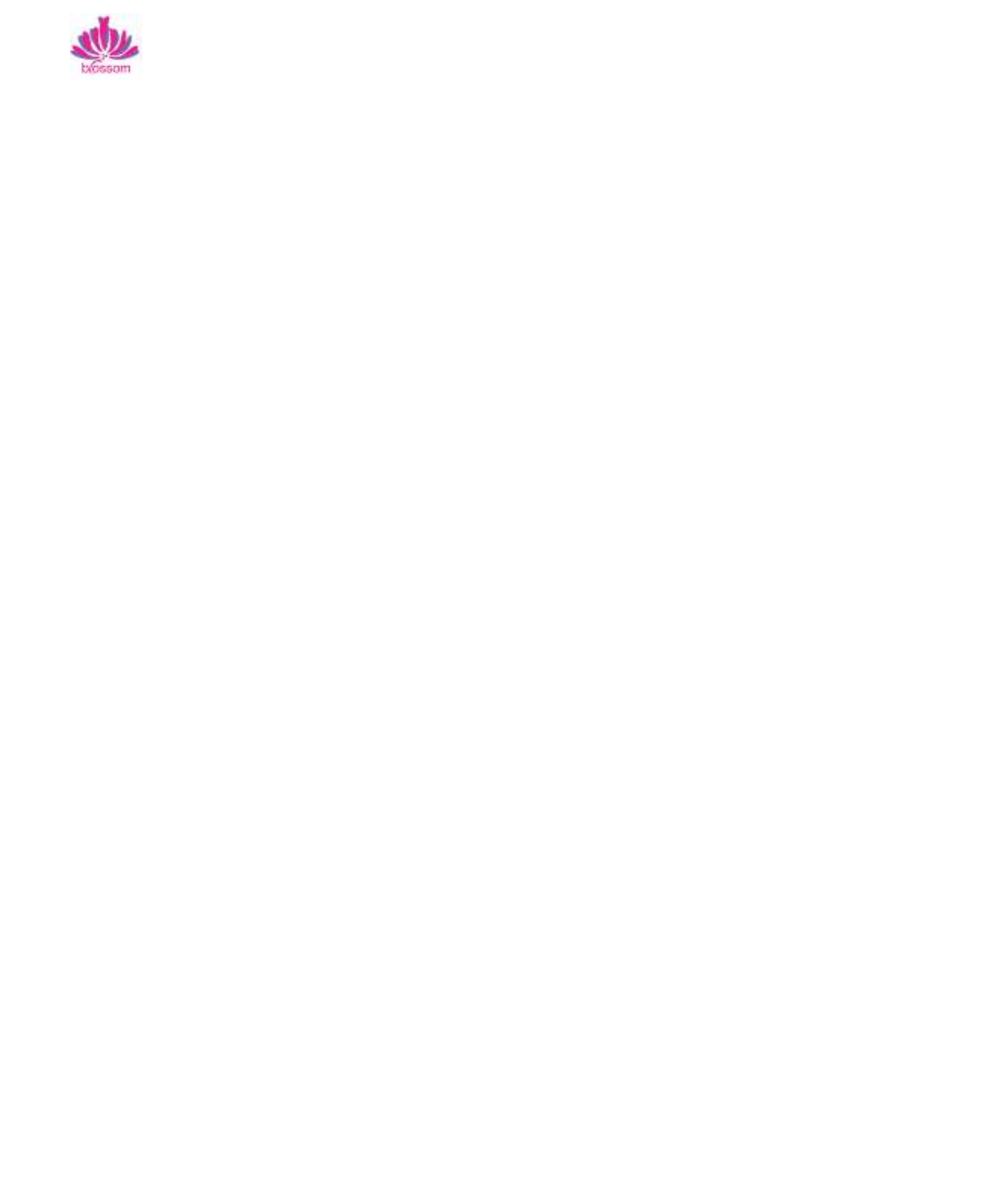blossom